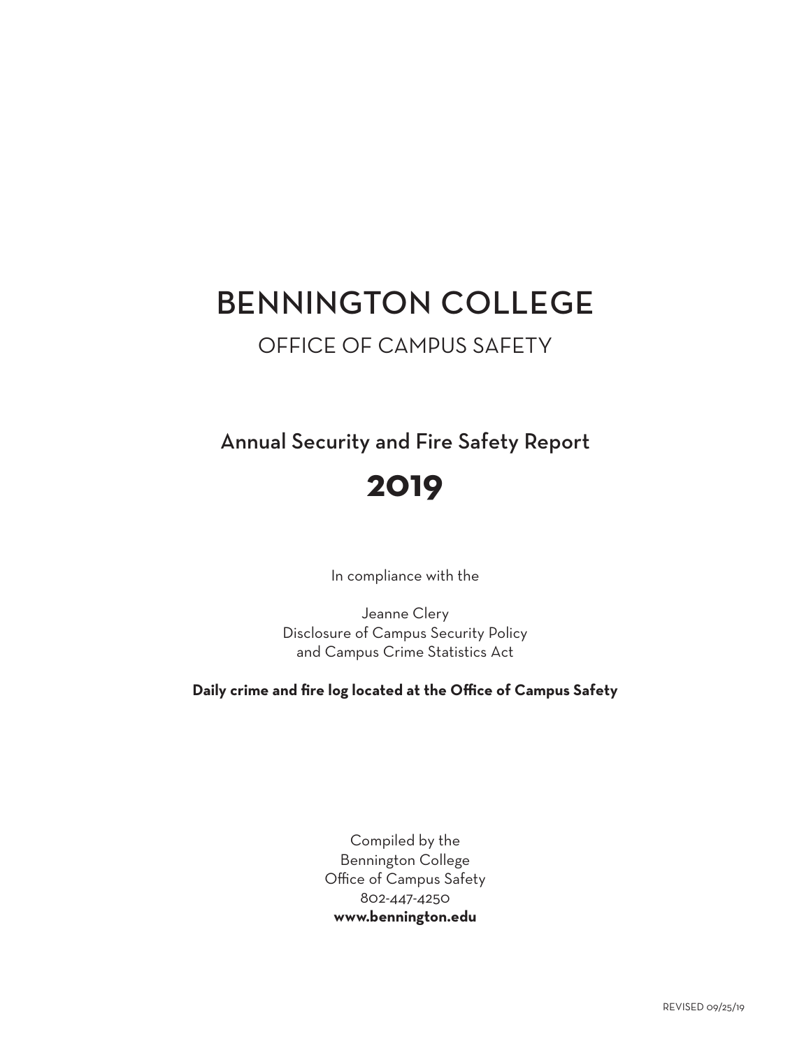# BENNINGTON COLLEGE

## OFFICE OF CAMPUS SAFETY

## Annual Security and Fire Safety Report

# 2019

In compliance with the

Jeanne Clery
Disclosure of Campus Security Policy
and Campus Crime Statistics Act

**Daily crime and fire log located at the Office of Campus Safety**

Compiled by the
Bennington College
Office of Campus Safety
802-447-4250
**www.bennington.edu**

REVISED 09/25/19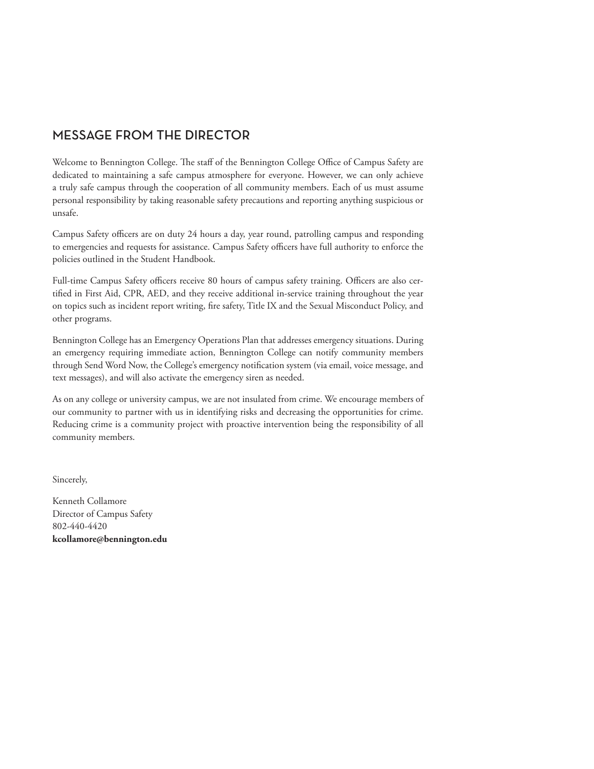## MESSAGE FROM THE DIRECTOR

Welcome to Bennington College. The staff of the Bennington College Office of Campus Safety are dedicated to maintaining a safe campus atmosphere for everyone. However, we can only achieve a truly safe campus through the cooperation of all community members. Each of us must assume personal responsibility by taking reasonable safety precautions and reporting anything suspicious or unsafe.

Campus Safety officers are on duty 24 hours a day, year round, patrolling campus and responding to emergencies and requests for assistance. Campus Safety officers have full authority to enforce the policies outlined in the Student Handbook.

Full-time Campus Safety officers receive 80 hours of campus safety training. Officers are also certified in First Aid, CPR, AED, and they receive additional in-service training throughout the year on topics such as incident report writing, fire safety, Title IX and the Sexual Misconduct Policy, and other programs.

Bennington College has an Emergency Operations Plan that addresses emergency situations. During an emergency requiring immediate action, Bennington College can notify community members through Send Word Now, the College's emergency notification system (via email, voice message, and text messages), and will also activate the emergency siren as needed.

As on any college or university campus, we are not insulated from crime. We encourage members of our community to partner with us in identifying risks and decreasing the opportunities for crime. Reducing crime is a community project with proactive intervention being the responsibility of all community members.

Sincerely,

Kenneth Collamore
Director of Campus Safety
802-440-4420
**kcollamore@bennington.edu**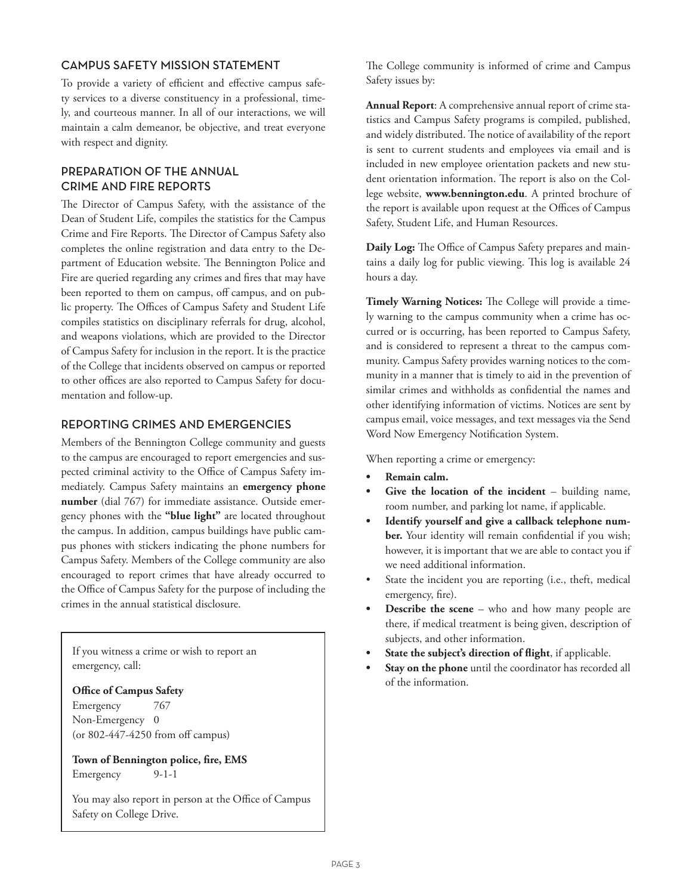## CAMPUS SAFETY MISSION STATEMENT

To provide a variety of efficient and effective campus safety services to a diverse constituency in a professional, timely, and courteous manner. In all of our interactions, we will maintain a calm demeanor, be objective, and treat everyone with respect and dignity.

## PREPARATION OF THE ANNUAL CRIME AND FIRE REPORTS

The Director of Campus Safety, with the assistance of the Dean of Student Life, compiles the statistics for the Campus Crime and Fire Reports. The Director of Campus Safety also completes the online registration and data entry to the Department of Education website. The Bennington Police and Fire are queried regarding any crimes and fires that may have been reported to them on campus, off campus, and on public property. The Offices of Campus Safety and Student Life compiles statistics on disciplinary referrals for drug, alcohol, and weapons violations, which are provided to the Director of Campus Safety for inclusion in the report. It is the practice of the College that incidents observed on campus or reported to other offices are also reported to Campus Safety for documentation and follow-up.

## REPORTING CRIMES AND EMERGENCIES

Members of the Bennington College community and guests to the campus are encouraged to report emergencies and suspected criminal activity to the Office of Campus Safety immediately. Campus Safety maintains an **emergency phone number** (dial 767) for immediate assistance. Outside emergency phones with the **"blue light"** are located throughout the campus. In addition, campus buildings have public campus phones with stickers indicating the phone numbers for Campus Safety. Members of the College community are also encouraged to report crimes that have already occurred to the Office of Campus Safety for the purpose of including the crimes in the annual statistical disclosure.

If you witness a crime or wish to report an emergency, call:

**Office of Campus Safety**
Emergency 767
Non-Emergency 0
(or 802-447-4250 from off campus)

**Town of Bennington police, fire, EMS**
Emergency 9-1-1

You may also report in person at the Office of Campus Safety on College Drive.

The College community is informed of crime and Campus Safety issues by:

**Annual Report**: A comprehensive annual report of crime statistics and Campus Safety programs is compiled, published, and widely distributed. The notice of availability of the report is sent to current students and employees via email and is included in new employee orientation packets and new student orientation information. The report is also on the College website, **www.bennington.edu**. A printed brochure of the report is available upon request at the Offices of Campus Safety, Student Life, and Human Resources.

**Daily Log:** The Office of Campus Safety prepares and maintains a daily log for public viewing. This log is available 24 hours a day.

**Timely Warning Notices:** The College will provide a timely warning to the campus community when a crime has occurred or is occurring, has been reported to Campus Safety, and is considered to represent a threat to the campus community. Campus Safety provides warning notices to the community in a manner that is timely to aid in the prevention of similar crimes and withholds as confidential the names and other identifying information of victims. Notices are sent by campus email, voice messages, and text messages via the Send Word Now Emergency Notification System.

When reporting a crime or emergency:

- **Remain calm.**
- **Give the location of the incident** – building name, room number, and parking lot name, if applicable.
- **Identify yourself and give a callback telephone number.** Your identity will remain confidential if you wish; however, it is important that we are able to contact you if we need additional information.
- State the incident you are reporting (i.e., theft, medical emergency, fire).
- **Describe the scene** – who and how many people are there, if medical treatment is being given, description of subjects, and other information.
- **State the subject's direction of flight**, if applicable.
- **Stay on the phone** until the coordinator has recorded all of the information.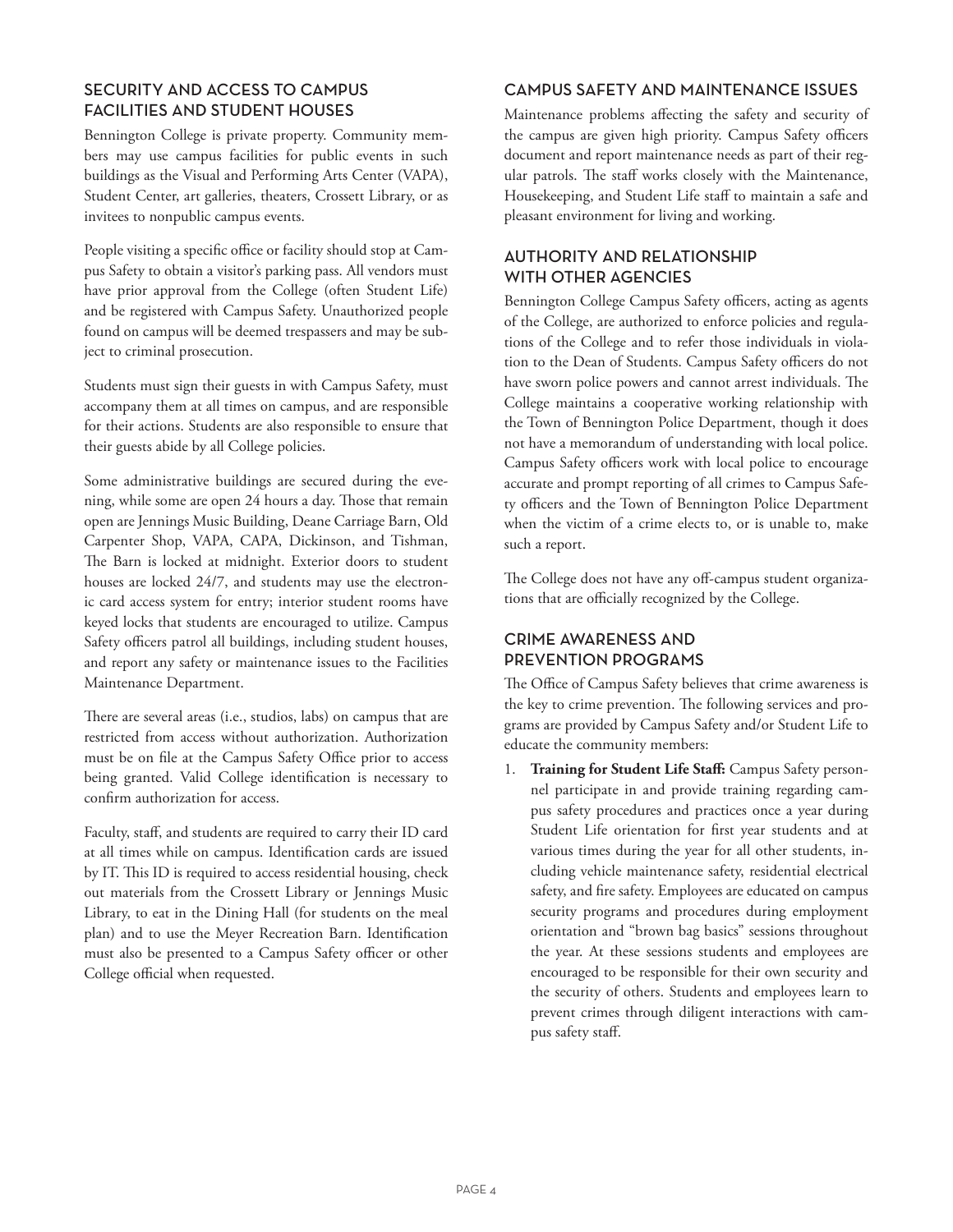## SECURITY AND ACCESS TO CAMPUS FACILITIES AND STUDENT HOUSES

Bennington College is private property. Community members may use campus facilities for public events in such buildings as the Visual and Performing Arts Center (VAPA), Student Center, art galleries, theaters, Crossett Library, or as invitees to nonpublic campus events.

People visiting a specific office or facility should stop at Campus Safety to obtain a visitor's parking pass. All vendors must have prior approval from the College (often Student Life) and be registered with Campus Safety. Unauthorized people found on campus will be deemed trespassers and may be subject to criminal prosecution.

Students must sign their guests in with Campus Safety, must accompany them at all times on campus, and are responsible for their actions. Students are also responsible to ensure that their guests abide by all College policies.

Some administrative buildings are secured during the evening, while some are open 24 hours a day. Those that remain open are Jennings Music Building, Deane Carriage Barn, Old Carpenter Shop, VAPA, CAPA, Dickinson, and Tishman, The Barn is locked at midnight. Exterior doors to student houses are locked 24/7, and students may use the electronic card access system for entry; interior student rooms have keyed locks that students are encouraged to utilize. Campus Safety officers patrol all buildings, including student houses, and report any safety or maintenance issues to the Facilities Maintenance Department.

There are several areas (i.e., studios, labs) on campus that are restricted from access without authorization. Authorization must be on file at the Campus Safety Office prior to access being granted. Valid College identification is necessary to confirm authorization for access.

Faculty, staff, and students are required to carry their ID card at all times while on campus. Identification cards are issued by IT. This ID is required to access residential housing, check out materials from the Crossett Library or Jennings Music Library, to eat in the Dining Hall (for students on the meal plan) and to use the Meyer Recreation Barn. Identification must also be presented to a Campus Safety officer or other College official when requested.

## CAMPUS SAFETY AND MAINTENANCE ISSUES

Maintenance problems affecting the safety and security of the campus are given high priority. Campus Safety officers document and report maintenance needs as part of their regular patrols. The staff works closely with the Maintenance, Housekeeping, and Student Life staff to maintain a safe and pleasant environment for living and working.

## AUTHORITY AND RELATIONSHIP WITH OTHER AGENCIES

Bennington College Campus Safety officers, acting as agents of the College, are authorized to enforce policies and regulations of the College and to refer those individuals in violation to the Dean of Students. Campus Safety officers do not have sworn police powers and cannot arrest individuals. The College maintains a cooperative working relationship with the Town of Bennington Police Department, though it does not have a memorandum of understanding with local police. Campus Safety officers work with local police to encourage accurate and prompt reporting of all crimes to Campus Safety officers and the Town of Bennington Police Department when the victim of a crime elects to, or is unable to, make such a report.

The College does not have any off-campus student organizations that are officially recognized by the College.

## CRIME AWARENESS AND PREVENTION PROGRAMS

The Office of Campus Safety believes that crime awareness is the key to crime prevention. The following services and programs are provided by Campus Safety and/or Student Life to educate the community members:

1. **Training for Student Life Staff:** Campus Safety personnel participate in and provide training regarding campus safety procedures and practices once a year during Student Life orientation for first year students and at various times during the year for all other students, including vehicle maintenance safety, residential electrical safety, and fire safety. Employees are educated on campus security programs and procedures during employment orientation and "brown bag basics" sessions throughout the year. At these sessions students and employees are encouraged to be responsible for their own security and the security of others. Students and employees learn to prevent crimes through diligent interactions with campus safety staff.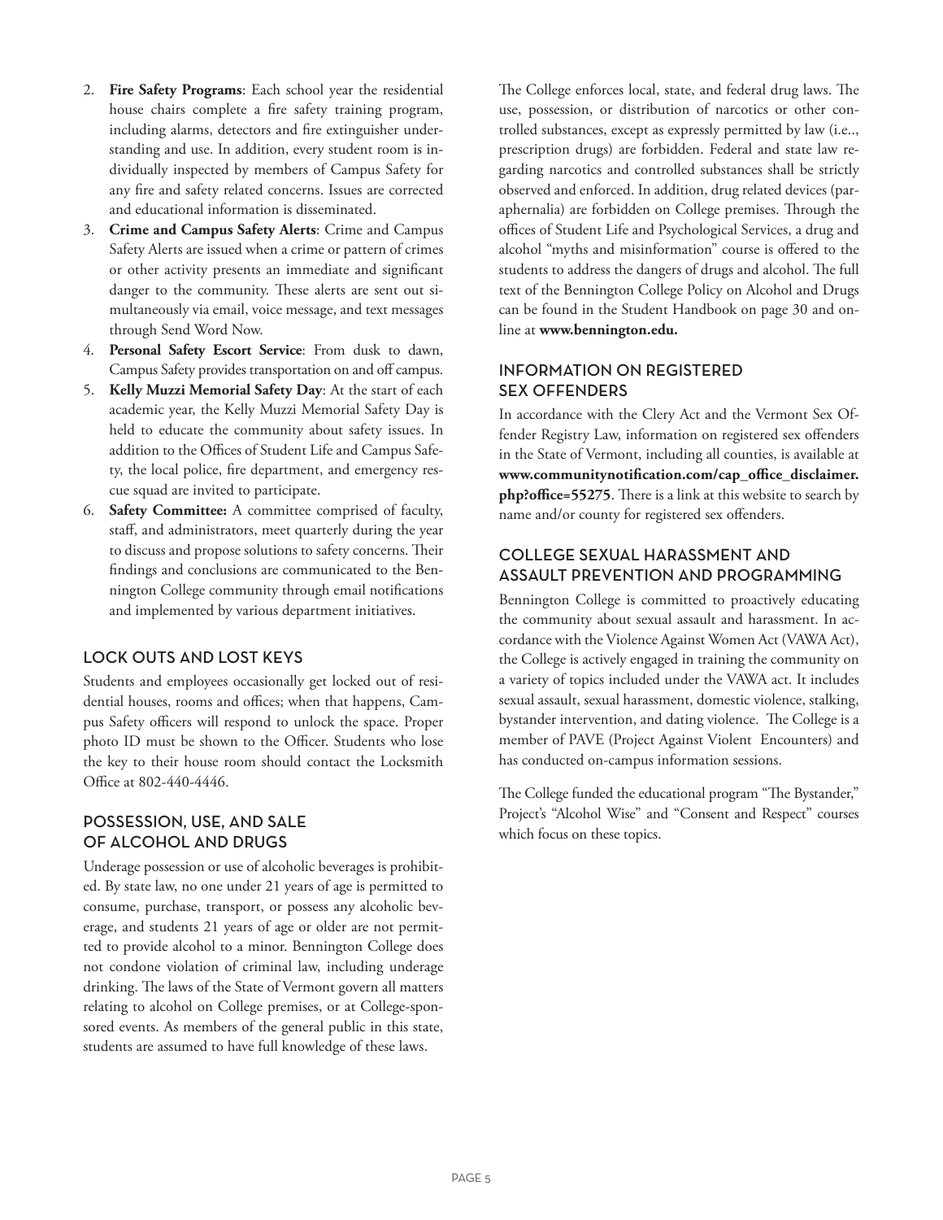2. **Fire Safety Programs**: Each school year the residential house chairs complete a fire safety training program, including alarms, detectors and fire extinguisher understanding and use. In addition, every student room is individually inspected by members of Campus Safety for any fire and safety related concerns. Issues are corrected and educational information is disseminated.
3. **Crime and Campus Safety Alerts**: Crime and Campus Safety Alerts are issued when a crime or pattern of crimes or other activity presents an immediate and significant danger to the community. These alerts are sent out simultaneously via email, voice message, and text messages through Send Word Now.
4. **Personal Safety Escort Service**: From dusk to dawn, Campus Safety provides transportation on and off campus.
5. **Kelly Muzzi Memorial Safety Day**: At the start of each academic year, the Kelly Muzzi Memorial Safety Day is held to educate the community about safety issues. In addition to the Offices of Student Life and Campus Safety, the local police, fire department, and emergency rescue squad are invited to participate.
6. **Safety Committee:** A committee comprised of faculty, staff, and administrators, meet quarterly during the year to discuss and propose solutions to safety concerns. Their findings and conclusions are communicated to the Bennington College community through email notifications and implemented by various department initiatives.

## LOCK OUTS AND LOST KEYS

Students and employees occasionally get locked out of residential houses, rooms and offices; when that happens, Campus Safety officers will respond to unlock the space. Proper photo ID must be shown to the Officer. Students who lose the key to their house room should contact the Locksmith Office at 802-440-4446.

## POSSESSION, USE, AND SALE OF ALCOHOL AND DRUGS

Underage possession or use of alcoholic beverages is prohibited. By state law, no one under 21 years of age is permitted to consume, purchase, transport, or possess any alcoholic beverage, and students 21 years of age or older are not permitted to provide alcohol to a minor. Bennington College does not condone violation of criminal law, including underage drinking. The laws of the State of Vermont govern all matters relating to alcohol on College premises, or at College-sponsored events. As members of the general public in this state, students are assumed to have full knowledge of these laws.

The College enforces local, state, and federal drug laws. The use, possession, or distribution of narcotics or other controlled substances, except as expressly permitted by law (i.e.., prescription drugs) are forbidden. Federal and state law regarding narcotics and controlled substances shall be strictly observed and enforced. In addition, drug related devices (paraphernalia) are forbidden on College premises. Through the offices of Student Life and Psychological Services, a drug and alcohol "myths and misinformation" course is offered to the students to address the dangers of drugs and alcohol. The full text of the Bennington College Policy on Alcohol and Drugs can be found in the Student Handbook on page 30 and online at **www.bennington.edu.**

## INFORMATION ON REGISTERED SEX OFFENDERS

In accordance with the Clery Act and the Vermont Sex Offender Registry Law, information on registered sex offenders in the State of Vermont, including all counties, is available at **www.communitynotification.com/cap_office_disclaimer.php?office=55275**. There is a link at this website to search by name and/or county for registered sex offenders.

## COLLEGE SEXUAL HARASSMENT AND ASSAULT PREVENTION AND PROGRAMMING

Bennington College is committed to proactively educating the community about sexual assault and harassment. In accordance with the Violence Against Women Act (VAWA Act), the College is actively engaged in training the community on a variety of topics included under the VAWA act. It includes sexual assault, sexual harassment, domestic violence, stalking, bystander intervention, and dating violence. The College is a member of PAVE (Project Against Violent Encounters) and has conducted on-campus information sessions.

The College funded the educational program "The Bystander," Project's "Alcohol Wise" and "Consent and Respect" courses which focus on these topics.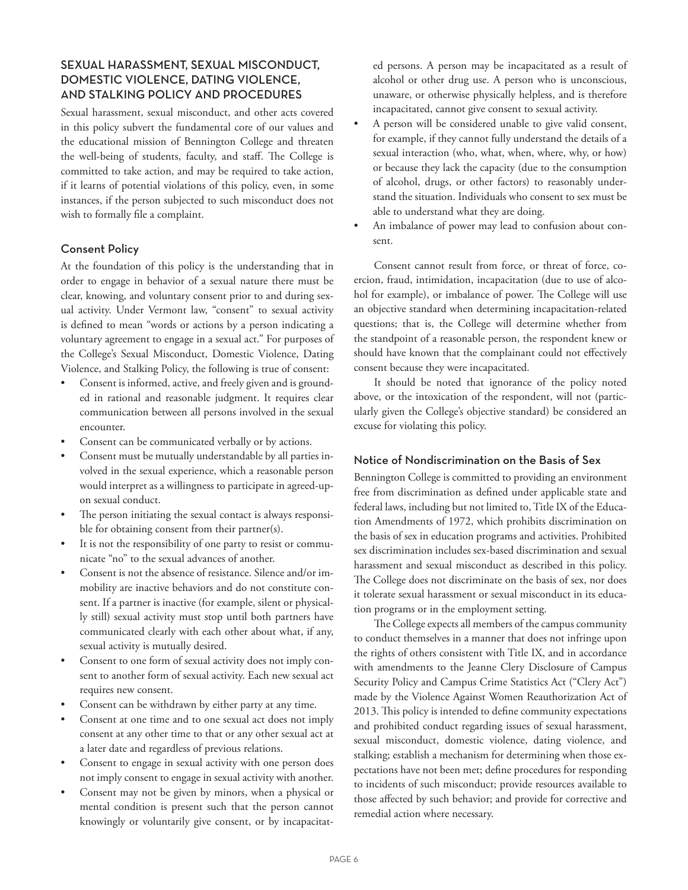## SEXUAL HARASSMENT, SEXUAL MISCONDUCT, DOMESTIC VIOLENCE, DATING VIOLENCE, AND STALKING POLICY AND PROCEDURES

Sexual harassment, sexual misconduct, and other acts covered in this policy subvert the fundamental core of our values and the educational mission of Bennington College and threaten the well-being of students, faculty, and staff. The College is committed to take action, and may be required to take action, if it learns of potential violations of this policy, even, in some instances, if the person subjected to such misconduct does not wish to formally file a complaint.

### Consent Policy

At the foundation of this policy is the understanding that in order to engage in behavior of a sexual nature there must be clear, knowing, and voluntary consent prior to and during sexual activity. Under Vermont law, "consent" to sexual activity is defined to mean "words or actions by a person indicating a voluntary agreement to engage in a sexual act." For purposes of the College's Sexual Misconduct, Domestic Violence, Dating Violence, and Stalking Policy, the following is true of consent:

- Consent is informed, active, and freely given and is grounded in rational and reasonable judgment. It requires clear communication between all persons involved in the sexual encounter.
- Consent can be communicated verbally or by actions.
- Consent must be mutually understandable by all parties involved in the sexual experience, which a reasonable person would interpret as a willingness to participate in agreed-upon sexual conduct.
- The person initiating the sexual contact is always responsible for obtaining consent from their partner(s).
- It is not the responsibility of one party to resist or communicate "no" to the sexual advances of another.
- Consent is not the absence of resistance. Silence and/or immobility are inactive behaviors and do not constitute consent. If a partner is inactive (for example, silent or physically still) sexual activity must stop until both partners have communicated clearly with each other about what, if any, sexual activity is mutually desired.
- Consent to one form of sexual activity does not imply consent to another form of sexual activity. Each new sexual act requires new consent.
- Consent can be withdrawn by either party at any time.
- Consent at one time and to one sexual act does not imply consent at any other time to that or any other sexual act at a later date and regardless of previous relations.
- Consent to engage in sexual activity with one person does not imply consent to engage in sexual activity with another.
- Consent may not be given by minors, when a physical or mental condition is present such that the person cannot knowingly or voluntarily give consent, or by incapacitated persons. A person may be incapacitated as a result of alcohol or other drug use. A person who is unconscious, unaware, or otherwise physically helpless, and is therefore incapacitated, cannot give consent to sexual activity.
- A person will be considered unable to give valid consent, for example, if they cannot fully understand the details of a sexual interaction (who, what, when, where, why, or how) or because they lack the capacity (due to the consumption of alcohol, drugs, or other factors) to reasonably understand the situation. Individuals who consent to sex must be able to understand what they are doing.
- An imbalance of power may lead to confusion about consent.

Consent cannot result from force, or threat of force, coercion, fraud, intimidation, incapacitation (due to use of alcohol for example), or imbalance of power. The College will use an objective standard when determining incapacitation-related questions; that is, the College will determine whether from the standpoint of a reasonable person, the respondent knew or should have known that the complainant could not effectively consent because they were incapacitated.

It should be noted that ignorance of the policy noted above, or the intoxication of the respondent, will not (particularly given the College's objective standard) be considered an excuse for violating this policy.

### Notice of Nondiscrimination on the Basis of Sex

Bennington College is committed to providing an environment free from discrimination as defined under applicable state and federal laws, including but not limited to, Title IX of the Education Amendments of 1972, which prohibits discrimination on the basis of sex in education programs and activities. Prohibited sex discrimination includes sex-based discrimination and sexual harassment and sexual misconduct as described in this policy. The College does not discriminate on the basis of sex, nor does it tolerate sexual harassment or sexual misconduct in its education programs or in the employment setting.

The College expects all members of the campus community to conduct themselves in a manner that does not infringe upon the rights of others consistent with Title IX, and in accordance with amendments to the Jeanne Clery Disclosure of Campus Security Policy and Campus Crime Statistics Act ("Clery Act") made by the Violence Against Women Reauthorization Act of 2013. This policy is intended to define community expectations and prohibited conduct regarding issues of sexual harassment, sexual misconduct, domestic violence, dating violence, and stalking; establish a mechanism for determining when those expectations have not been met; define procedures for responding to incidents of such misconduct; provide resources available to those affected by such behavior; and provide for corrective and remedial action where necessary.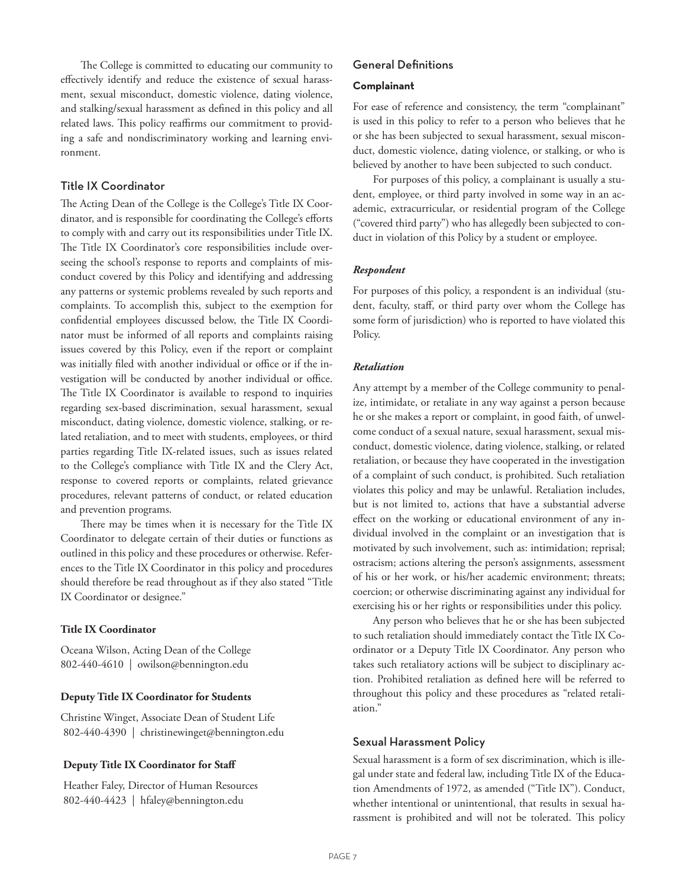The College is committed to educating our community to effectively identify and reduce the existence of sexual harassment, sexual misconduct, domestic violence, dating violence, and stalking/sexual harassment as defined in this policy and all related laws. This policy reaffirms our commitment to providing a safe and nondiscriminatory working and learning environment.

## Title IX Coordinator

The Acting Dean of the College is the College's Title IX Coordinator, and is responsible for coordinating the College's efforts to comply with and carry out its responsibilities under Title IX. The Title IX Coordinator's core responsibilities include overseeing the school's response to reports and complaints of misconduct covered by this Policy and identifying and addressing any patterns or systemic problems revealed by such reports and complaints. To accomplish this, subject to the exemption for confidential employees discussed below, the Title IX Coordinator must be informed of all reports and complaints raising issues covered by this Policy, even if the report or complaint was initially filed with another individual or office or if the investigation will be conducted by another individual or office. The Title IX Coordinator is available to respond to inquiries regarding sex-based discrimination, sexual harassment, sexual misconduct, dating violence, domestic violence, stalking, or related retaliation, and to meet with students, employees, or third parties regarding Title IX-related issues, such as issues related to the College's compliance with Title IX and the Clery Act, response to covered reports or complaints, related grievance procedures, relevant patterns of conduct, or related education and prevention programs.

There may be times when it is necessary for the Title IX Coordinator to delegate certain of their duties or functions as outlined in this policy and these procedures or otherwise. References to the Title IX Coordinator in this policy and procedures should therefore be read throughout as if they also stated "Title IX Coordinator or designee."

**Title IX Coordinator**

Oceana Wilson, Acting Dean of the College
802-440-4610 | owilson@bennington.edu

**Deputy Title IX Coordinator for Students**

Christine Winget, Associate Dean of Student Life
802-440-4390 | christinewinget@bennington.edu

**Deputy Title IX Coordinator for Staff**

Heather Faley, Director of Human Resources
802-440-4423 | hfaley@bennington.edu

## General Definitions

### Complainant

For ease of reference and consistency, the term "complainant" is used in this policy to refer to a person who believes that he or she has been subjected to sexual harassment, sexual misconduct, domestic violence, dating violence, or stalking, or who is believed by another to have been subjected to such conduct.

For purposes of this policy, a complainant is usually a student, employee, or third party involved in some way in an academic, extracurricular, or residential program of the College ("covered third party") who has allegedly been subjected to conduct in violation of this Policy by a student or employee.

### *Respondent*

For purposes of this policy, a respondent is an individual (student, faculty, staff, or third party over whom the College has some form of jurisdiction) who is reported to have violated this Policy.

### *Retaliation*

Any attempt by a member of the College community to penalize, intimidate, or retaliate in any way against a person because he or she makes a report or complaint, in good faith, of unwelcome conduct of a sexual nature, sexual harassment, sexual misconduct, domestic violence, dating violence, stalking, or related retaliation, or because they have cooperated in the investigation of a complaint of such conduct, is prohibited. Such retaliation violates this policy and may be unlawful. Retaliation includes, but is not limited to, actions that have a substantial adverse effect on the working or educational environment of any individual involved in the complaint or an investigation that is motivated by such involvement, such as: intimidation; reprisal; ostracism; actions altering the person's assignments, assessment of his or her work, or his/her academic environment; threats; coercion; or otherwise discriminating against any individual for exercising his or her rights or responsibilities under this policy.

Any person who believes that he or she has been subjected to such retaliation should immediately contact the Title IX Coordinator or a Deputy Title IX Coordinator. Any person who takes such retaliatory actions will be subject to disciplinary action. Prohibited retaliation as defined here will be referred to throughout this policy and these procedures as "related retaliation."

## Sexual Harassment Policy

Sexual harassment is a form of sex discrimination, which is illegal under state and federal law, including Title IX of the Education Amendments of 1972, as amended ("Title IX"). Conduct, whether intentional or unintentional, that results in sexual harassment is prohibited and will not be tolerated. This policy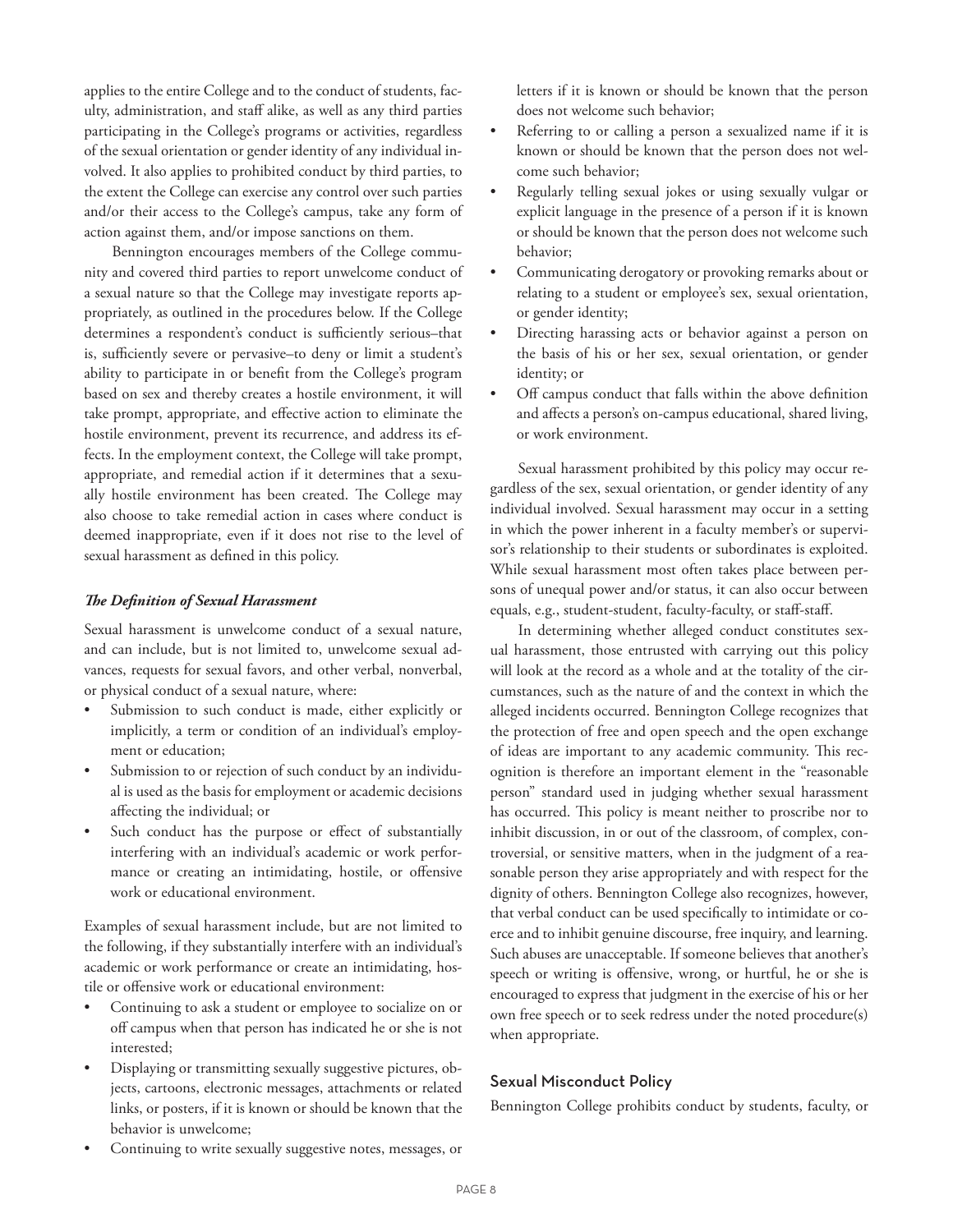applies to the entire College and to the conduct of students, faculty, administration, and staff alike, as well as any third parties participating in the College's programs or activities, regardless of the sexual orientation or gender identity of any individual involved. It also applies to prohibited conduct by third parties, to the extent the College can exercise any control over such parties and/or their access to the College's campus, take any form of action against them, and/or impose sanctions on them.

Bennington encourages members of the College community and covered third parties to report unwelcome conduct of a sexual nature so that the College may investigate reports appropriately, as outlined in the procedures below. If the College determines a respondent's conduct is sufficiently serious–that is, sufficiently severe or pervasive–to deny or limit a student's ability to participate in or benefit from the College's program based on sex and thereby creates a hostile environment, it will take prompt, appropriate, and effective action to eliminate the hostile environment, prevent its recurrence, and address its effects. In the employment context, the College will take prompt, appropriate, and remedial action if it determines that a sexually hostile environment has been created. The College may also choose to take remedial action in cases where conduct is deemed inappropriate, even if it does not rise to the level of sexual harassment as defined in this policy.

### *The Definition of Sexual Harassment*

Sexual harassment is unwelcome conduct of a sexual nature, and can include, but is not limited to, unwelcome sexual advances, requests for sexual favors, and other verbal, nonverbal, or physical conduct of a sexual nature, where:

- Submission to such conduct is made, either explicitly or implicitly, a term or condition of an individual's employment or education;
- Submission to or rejection of such conduct by an individual is used as the basis for employment or academic decisions affecting the individual; or
- Such conduct has the purpose or effect of substantially interfering with an individual's academic or work performance or creating an intimidating, hostile, or offensive work or educational environment.

Examples of sexual harassment include, but are not limited to the following, if they substantially interfere with an individual's academic or work performance or create an intimidating, hostile or offensive work or educational environment:

- Continuing to ask a student or employee to socialize on or off campus when that person has indicated he or she is not interested;
- Displaying or transmitting sexually suggestive pictures, objects, cartoons, electronic messages, attachments or related links, or posters, if it is known or should be known that the behavior is unwelcome;
- Continuing to write sexually suggestive notes, messages, or letters if it is known or should be known that the person does not welcome such behavior;
- Referring to or calling a person a sexualized name if it is known or should be known that the person does not welcome such behavior;
- Regularly telling sexual jokes or using sexually vulgar or explicit language in the presence of a person if it is known or should be known that the person does not welcome such behavior;
- Communicating derogatory or provoking remarks about or relating to a student or employee's sex, sexual orientation, or gender identity;
- Directing harassing acts or behavior against a person on the basis of his or her sex, sexual orientation, or gender identity; or
- Off campus conduct that falls within the above definition and affects a person's on-campus educational, shared living, or work environment.

Sexual harassment prohibited by this policy may occur regardless of the sex, sexual orientation, or gender identity of any individual involved. Sexual harassment may occur in a setting in which the power inherent in a faculty member's or supervisor's relationship to their students or subordinates is exploited. While sexual harassment most often takes place between persons of unequal power and/or status, it can also occur between equals, e.g., student-student, faculty-faculty, or staff-staff.

In determining whether alleged conduct constitutes sexual harassment, those entrusted with carrying out this policy will look at the record as a whole and at the totality of the circumstances, such as the nature of and the context in which the alleged incidents occurred. Bennington College recognizes that the protection of free and open speech and the open exchange of ideas are important to any academic community. This recognition is therefore an important element in the "reasonable person" standard used in judging whether sexual harassment has occurred. This policy is meant neither to proscribe nor to inhibit discussion, in or out of the classroom, of complex, controversial, or sensitive matters, when in the judgment of a reasonable person they arise appropriately and with respect for the dignity of others. Bennington College also recognizes, however, that verbal conduct can be used specifically to intimidate or coerce and to inhibit genuine discourse, free inquiry, and learning. Such abuses are unacceptable. If someone believes that another's speech or writing is offensive, wrong, or hurtful, he or she is encouraged to express that judgment in the exercise of his or her own free speech or to seek redress under the noted procedure(s) when appropriate.

## Sexual Misconduct Policy

Bennington College prohibits conduct by students, faculty, or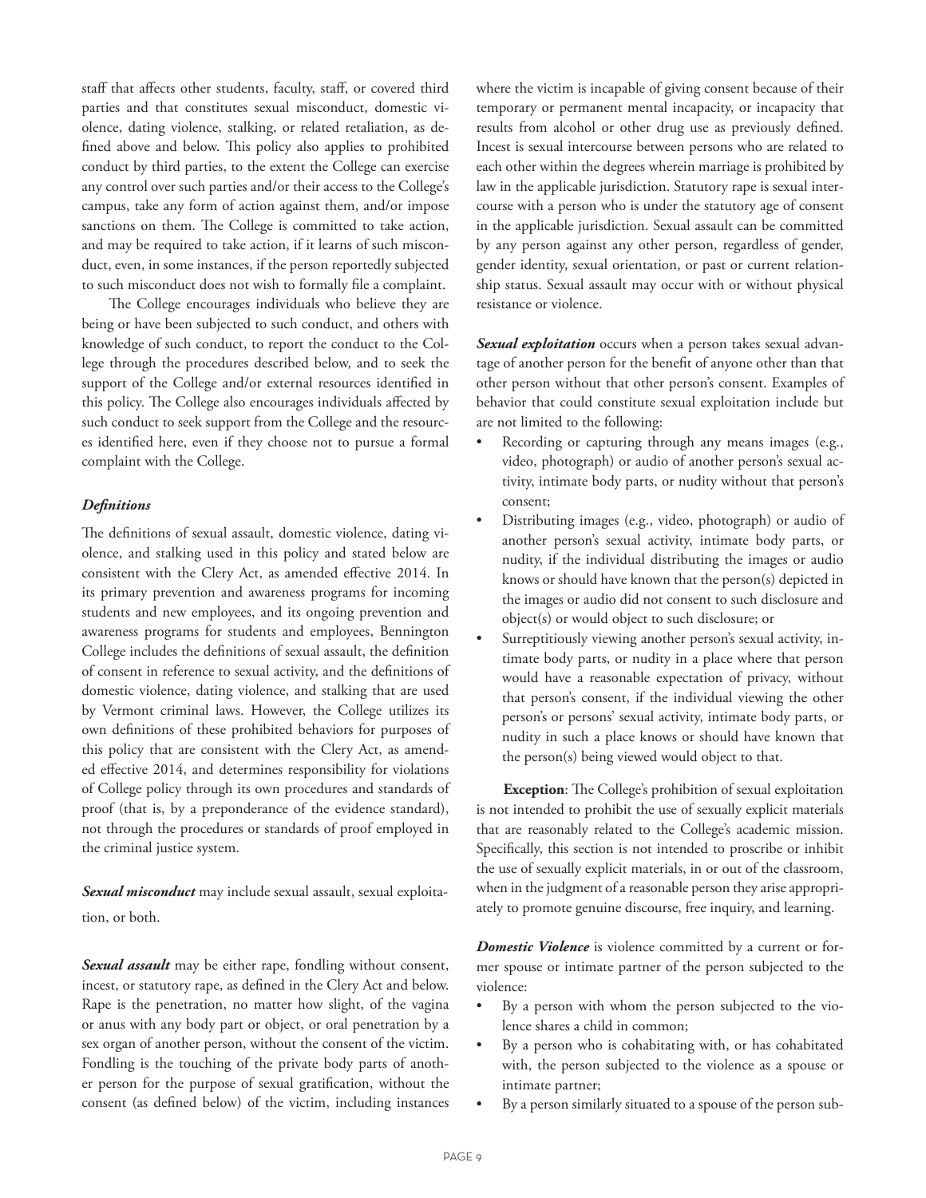staff that affects other students, faculty, staff, or covered third parties and that constitutes sexual misconduct, domestic violence, dating violence, stalking, or related retaliation, as defined above and below. This policy also applies to prohibited conduct by third parties, to the extent the College can exercise any control over such parties and/or their access to the College's campus, take any form of action against them, and/or impose sanctions on them. The College is committed to take action, and may be required to take action, if it learns of such misconduct, even, in some instances, if the person reportedly subjected to such misconduct does not wish to formally file a complaint.

The College encourages individuals who believe they are being or have been subjected to such conduct, and others with knowledge of such conduct, to report the conduct to the College through the procedures described below, and to seek the support of the College and/or external resources identified in this policy. The College also encourages individuals affected by such conduct to seek support from the College and the resources identified here, even if they choose not to pursue a formal complaint with the College.

***Definitions***

The definitions of sexual assault, domestic violence, dating violence, and stalking used in this policy and stated below are consistent with the Clery Act, as amended effective 2014. In its primary prevention and awareness programs for incoming students and new employees, and its ongoing prevention and awareness programs for students and employees, Bennington College includes the definitions of sexual assault, the definition of consent in reference to sexual activity, and the definitions of domestic violence, dating violence, and stalking that are used by Vermont criminal laws. However, the College utilizes its own definitions of these prohibited behaviors for purposes of this policy that are consistent with the Clery Act, as amended effective 2014, and determines responsibility for violations of College policy through its own procedures and standards of proof (that is, by a preponderance of the evidence standard), not through the procedures or standards of proof employed in the criminal justice system.

***Sexual misconduct*** may include sexual assault, sexual exploitation, or both.

***Sexual assault*** may be either rape, fondling without consent, incest, or statutory rape, as defined in the Clery Act and below. Rape is the penetration, no matter how slight, of the vagina or anus with any body part or object, or oral penetration by a sex organ of another person, without the consent of the victim. Fondling is the touching of the private body parts of another person for the purpose of sexual gratification, without the consent (as defined below) of the victim, including instances where the victim is incapable of giving consent because of their temporary or permanent mental incapacity, or incapacity that results from alcohol or other drug use as previously defined. Incest is sexual intercourse between persons who are related to each other within the degrees wherein marriage is prohibited by law in the applicable jurisdiction. Statutory rape is sexual intercourse with a person who is under the statutory age of consent in the applicable jurisdiction. Sexual assault can be committed by any person against any other person, regardless of gender, gender identity, sexual orientation, or past or current relationship status. Sexual assault may occur with or without physical resistance or violence.

***Sexual exploitation*** occurs when a person takes sexual advantage of another person for the benefit of anyone other than that other person without that other person's consent. Examples of behavior that could constitute sexual exploitation include but are not limited to the following:

- Recording or capturing through any means images (e.g., video, photograph) or audio of another person's sexual activity, intimate body parts, or nudity without that person's consent;
- Distributing images (e.g., video, photograph) or audio of another person's sexual activity, intimate body parts, or nudity, if the individual distributing the images or audio knows or should have known that the person(s) depicted in the images or audio did not consent to such disclosure and object(s) or would object to such disclosure; or
- Surreptitiously viewing another person's sexual activity, intimate body parts, or nudity in a place where that person would have a reasonable expectation of privacy, without that person's consent, if the individual viewing the other person's or persons' sexual activity, intimate body parts, or nudity in such a place knows or should have known that the person(s) being viewed would object to that.

**Exception**: The College's prohibition of sexual exploitation is not intended to prohibit the use of sexually explicit materials that are reasonably related to the College's academic mission. Specifically, this section is not intended to proscribe or inhibit the use of sexually explicit materials, in or out of the classroom, when in the judgment of a reasonable person they arise appropriately to promote genuine discourse, free inquiry, and learning.

***Domestic Violence*** is violence committed by a current or former spouse or intimate partner of the person subjected to the violence:

- By a person with whom the person subjected to the violence shares a child in common;
- By a person who is cohabitating with, or has cohabitated with, the person subjected to the violence as a spouse or intimate partner;
- By a person similarly situated to a spouse of the person sub-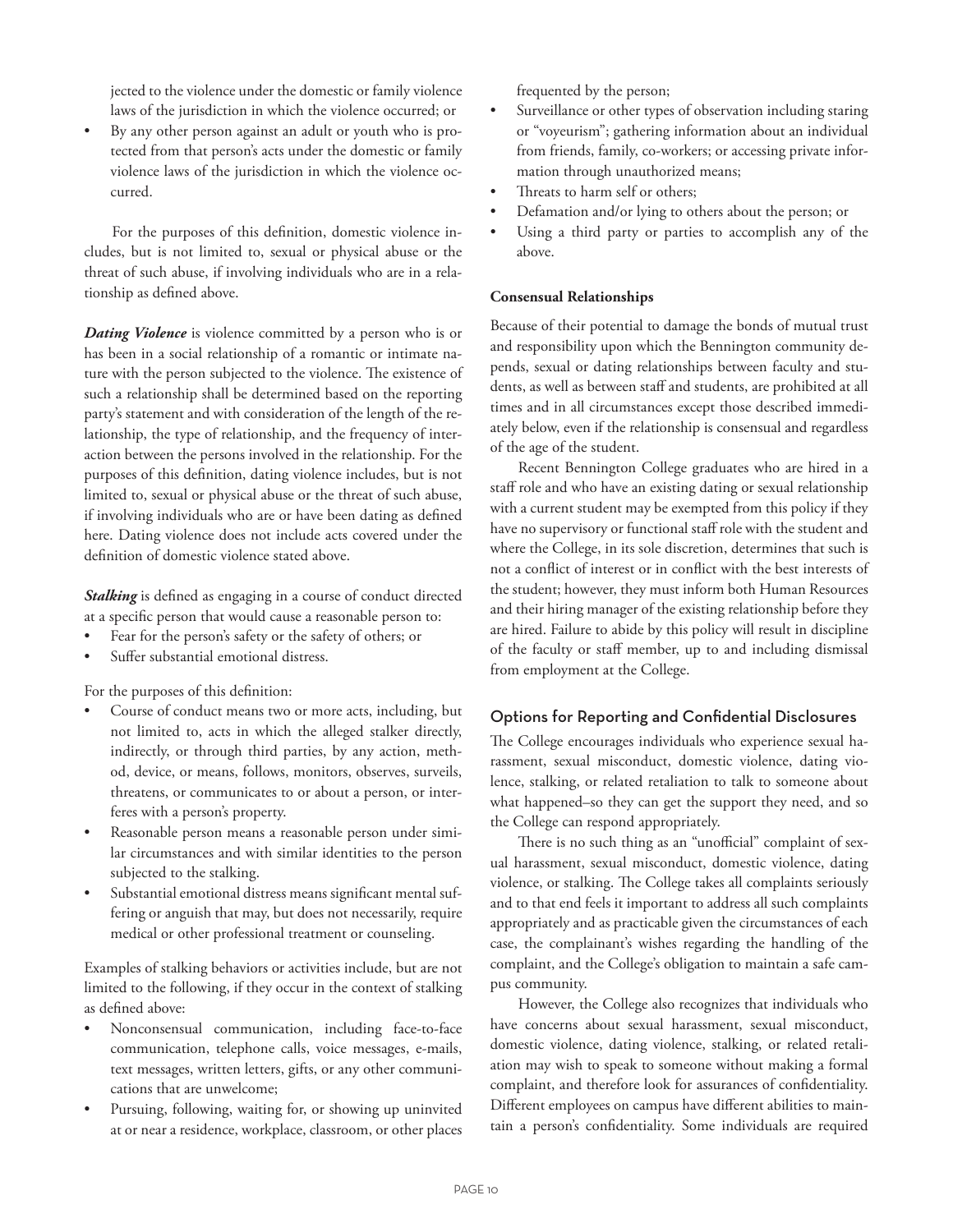jected to the violence under the domestic or family violence laws of the jurisdiction in which the violence occurred; or

- By any other person against an adult or youth who is protected from that person's acts under the domestic or family violence laws of the jurisdiction in which the violence occurred.

For the purposes of this definition, domestic violence includes, but is not limited to, sexual or physical abuse or the threat of such abuse, if involving individuals who are in a relationship as defined above.

***Dating Violence*** is violence committed by a person who is or has been in a social relationship of a romantic or intimate nature with the person subjected to the violence. The existence of such a relationship shall be determined based on the reporting party's statement and with consideration of the length of the relationship, the type of relationship, and the frequency of interaction between the persons involved in the relationship. For the purposes of this definition, dating violence includes, but is not limited to, sexual or physical abuse or the threat of such abuse, if involving individuals who are or have been dating as defined here. Dating violence does not include acts covered under the definition of domestic violence stated above.

***Stalking*** is defined as engaging in a course of conduct directed at a specific person that would cause a reasonable person to:

- Fear for the person's safety or the safety of others; or
- Suffer substantial emotional distress.

For the purposes of this definition:

- Course of conduct means two or more acts, including, but not limited to, acts in which the alleged stalker directly, indirectly, or through third parties, by any action, method, device, or means, follows, monitors, observes, surveils, threatens, or communicates to or about a person, or interferes with a person's property.
- Reasonable person means a reasonable person under similar circumstances and with similar identities to the person subjected to the stalking.
- Substantial emotional distress means significant mental suffering or anguish that may, but does not necessarily, require medical or other professional treatment or counseling.

Examples of stalking behaviors or activities include, but are not limited to the following, if they occur in the context of stalking as defined above:

- Nonconsensual communication, including face-to-face communication, telephone calls, voice messages, e-mails, text messages, written letters, gifts, or any other communications that are unwelcome;
- Pursuing, following, waiting for, or showing up uninvited at or near a residence, workplace, classroom, or other places frequented by the person;
- Surveillance or other types of observation including staring or "voyeurism"; gathering information about an individual from friends, family, co-workers; or accessing private information through unauthorized means;
- Threats to harm self or others;
- Defamation and/or lying to others about the person; or
- Using a third party or parties to accomplish any of the above.

**Consensual Relationships**

Because of their potential to damage the bonds of mutual trust and responsibility upon which the Bennington community depends, sexual or dating relationships between faculty and students, as well as between staff and students, are prohibited at all times and in all circumstances except those described immediately below, even if the relationship is consensual and regardless of the age of the student.

Recent Bennington College graduates who are hired in a staff role and who have an existing dating or sexual relationship with a current student may be exempted from this policy if they have no supervisory or functional staff role with the student and where the College, in its sole discretion, determines that such is not a conflict of interest or in conflict with the best interests of the student; however, they must inform both Human Resources and their hiring manager of the existing relationship before they are hired. Failure to abide by this policy will result in discipline of the faculty or staff member, up to and including dismissal from employment at the College.

## Options for Reporting and Confidential Disclosures

The College encourages individuals who experience sexual harassment, sexual misconduct, domestic violence, dating violence, stalking, or related retaliation to talk to someone about what happened–so they can get the support they need, and so the College can respond appropriately.

There is no such thing as an "unofficial" complaint of sexual harassment, sexual misconduct, domestic violence, dating violence, or stalking. The College takes all complaints seriously and to that end feels it important to address all such complaints appropriately and as practicable given the circumstances of each case, the complainant's wishes regarding the handling of the complaint, and the College's obligation to maintain a safe campus community.

However, the College also recognizes that individuals who have concerns about sexual harassment, sexual misconduct, domestic violence, dating violence, stalking, or related retaliation may wish to speak to someone without making a formal complaint, and therefore look for assurances of confidentiality. Different employees on campus have different abilities to maintain a person's confidentiality. Some individuals are required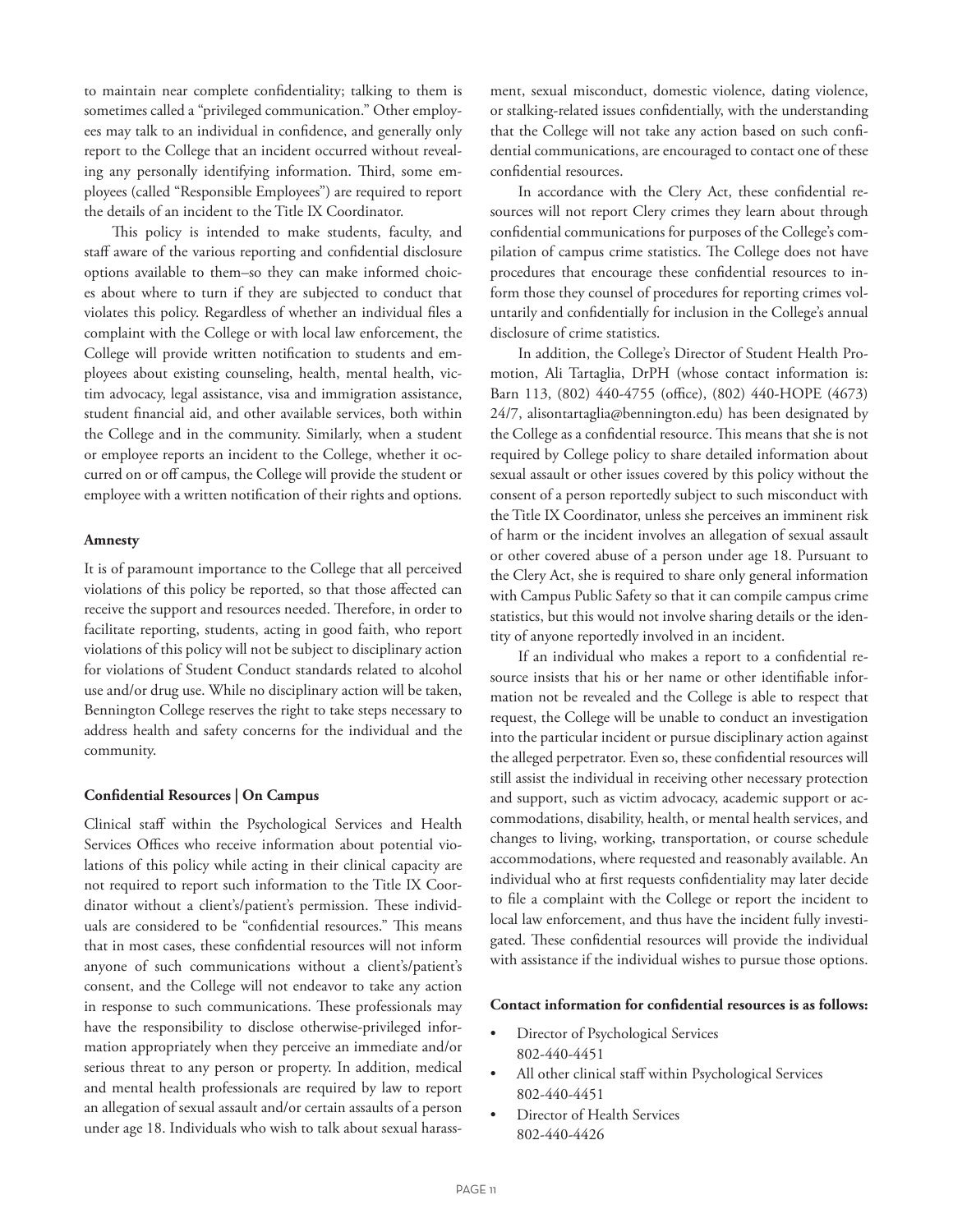to maintain near complete confidentiality; talking to them is sometimes called a "privileged communication." Other employees may talk to an individual in confidence, and generally only report to the College that an incident occurred without revealing any personally identifying information. Third, some employees (called "Responsible Employees") are required to report the details of an incident to the Title IX Coordinator.

This policy is intended to make students, faculty, and staff aware of the various reporting and confidential disclosure options available to them–so they can make informed choices about where to turn if they are subjected to conduct that violates this policy. Regardless of whether an individual files a complaint with the College or with local law enforcement, the College will provide written notification to students and employees about existing counseling, health, mental health, victim advocacy, legal assistance, visa and immigration assistance, student financial aid, and other available services, both within the College and in the community. Similarly, when a student or employee reports an incident to the College, whether it occurred on or off campus, the College will provide the student or employee with a written notification of their rights and options.

**Amnesty**

It is of paramount importance to the College that all perceived violations of this policy be reported, so that those affected can receive the support and resources needed. Therefore, in order to facilitate reporting, students, acting in good faith, who report violations of this policy will not be subject to disciplinary action for violations of Student Conduct standards related to alcohol use and/or drug use. While no disciplinary action will be taken, Bennington College reserves the right to take steps necessary to address health and safety concerns for the individual and the community.

**Confidential Resources | On Campus**

Clinical staff within the Psychological Services and Health Services Offices who receive information about potential violations of this policy while acting in their clinical capacity are not required to report such information to the Title IX Coordinator without a client's/patient's permission. These individuals are considered to be "confidential resources." This means that in most cases, these confidential resources will not inform anyone of such communications without a client's/patient's consent, and the College will not endeavor to take any action in response to such communications. These professionals may have the responsibility to disclose otherwise-privileged information appropriately when they perceive an immediate and/or serious threat to any person or property. In addition, medical and mental health professionals are required by law to report an allegation of sexual assault and/or certain assaults of a person under age 18. Individuals who wish to talk about sexual harassment, sexual misconduct, domestic violence, dating violence, or stalking-related issues confidentially, with the understanding that the College will not take any action based on such confidential communications, are encouraged to contact one of these confidential resources.

In accordance with the Clery Act, these confidential resources will not report Clery crimes they learn about through confidential communications for purposes of the College's compilation of campus crime statistics. The College does not have procedures that encourage these confidential resources to inform those they counsel of procedures for reporting crimes voluntarily and confidentially for inclusion in the College's annual disclosure of crime statistics.

In addition, the College's Director of Student Health Promotion, Ali Tartaglia, DrPH (whose contact information is: Barn 113, (802) 440-4755 (office), (802) 440-HOPE (4673) 24/7, alisontartaglia@bennington.edu) has been designated by the College as a confidential resource. This means that she is not required by College policy to share detailed information about sexual assault or other issues covered by this policy without the consent of a person reportedly subject to such misconduct with the Title IX Coordinator, unless she perceives an imminent risk of harm or the incident involves an allegation of sexual assault or other covered abuse of a person under age 18. Pursuant to the Clery Act, she is required to share only general information with Campus Public Safety so that it can compile campus crime statistics, but this would not involve sharing details or the identity of anyone reportedly involved in an incident.

If an individual who makes a report to a confidential resource insists that his or her name or other identifiable information not be revealed and the College is able to respect that request, the College will be unable to conduct an investigation into the particular incident or pursue disciplinary action against the alleged perpetrator. Even so, these confidential resources will still assist the individual in receiving other necessary protection and support, such as victim advocacy, academic support or accommodations, disability, health, or mental health services, and changes to living, working, transportation, or course schedule accommodations, where requested and reasonably available. An individual who at first requests confidentiality may later decide to file a complaint with the College or report the incident to local law enforcement, and thus have the incident fully investigated. These confidential resources will provide the individual with assistance if the individual wishes to pursue those options.

**Contact information for confidential resources is as follows:**

- Director of Psychological Services  
  802-440-4451
- All other clinical staff within Psychological Services  
  802-440-4451
- Director of Health Services  
  802-440-4426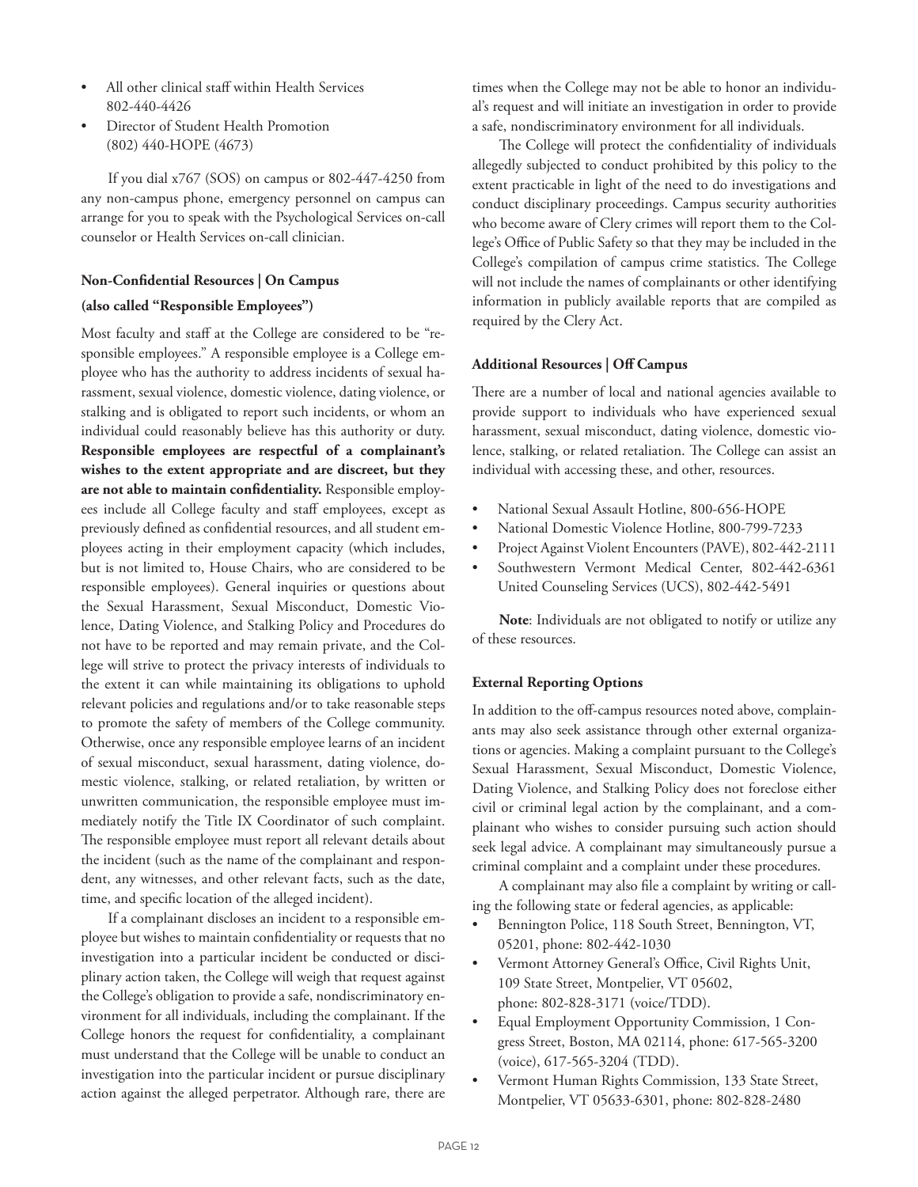- All other clinical staff within Health Services 802-440-4426
- Director of Student Health Promotion (802) 440-HOPE (4673)

If you dial x767 (SOS) on campus or 802-447-4250 from any non-campus phone, emergency personnel on campus can arrange for you to speak with the Psychological Services on-call counselor or Health Services on-call clinician.

**Non-Confidential Resources | On Campus**

**(also called "Responsible Employees")**

Most faculty and staff at the College are considered to be "responsible employees." A responsible employee is a College employee who has the authority to address incidents of sexual harassment, sexual violence, domestic violence, dating violence, or stalking and is obligated to report such incidents, or whom an individual could reasonably believe has this authority or duty. **Responsible employees are respectful of a complainant's wishes to the extent appropriate and are discreet, but they are not able to maintain confidentiality.** Responsible employees include all College faculty and staff employees, except as previously defined as confidential resources, and all student employees acting in their employment capacity (which includes, but is not limited to, House Chairs, who are considered to be responsible employees). General inquiries or questions about the Sexual Harassment, Sexual Misconduct, Domestic Violence, Dating Violence, and Stalking Policy and Procedures do not have to be reported and may remain private, and the College will strive to protect the privacy interests of individuals to the extent it can while maintaining its obligations to uphold relevant policies and regulations and/or to take reasonable steps to promote the safety of members of the College community. Otherwise, once any responsible employee learns of an incident of sexual misconduct, sexual harassment, dating violence, domestic violence, stalking, or related retaliation, by written or unwritten communication, the responsible employee must immediately notify the Title IX Coordinator of such complaint. The responsible employee must report all relevant details about the incident (such as the name of the complainant and respondent, any witnesses, and other relevant facts, such as the date, time, and specific location of the alleged incident).

If a complainant discloses an incident to a responsible employee but wishes to maintain confidentiality or requests that no investigation into a particular incident be conducted or disciplinary action taken, the College will weigh that request against the College's obligation to provide a safe, nondiscriminatory environment for all individuals, including the complainant. If the College honors the request for confidentiality, a complainant must understand that the College will be unable to conduct an investigation into the particular incident or pursue disciplinary action against the alleged perpetrator. Although rare, there are times when the College may not be able to honor an individual's request and will initiate an investigation in order to provide a safe, nondiscriminatory environment for all individuals.

The College will protect the confidentiality of individuals allegedly subjected to conduct prohibited by this policy to the extent practicable in light of the need to do investigations and conduct disciplinary proceedings. Campus security authorities who become aware of Clery crimes will report them to the College's Office of Public Safety so that they may be included in the College's compilation of campus crime statistics. The College will not include the names of complainants or other identifying information in publicly available reports that are compiled as required by the Clery Act.

**Additional Resources | Off Campus**

There are a number of local and national agencies available to provide support to individuals who have experienced sexual harassment, sexual misconduct, dating violence, domestic violence, stalking, or related retaliation. The College can assist an individual with accessing these, and other, resources.

- National Sexual Assault Hotline, 800-656-HOPE
- National Domestic Violence Hotline, 800-799-7233
- Project Against Violent Encounters (PAVE), 802-442-2111
- Southwestern Vermont Medical Center, 802-442-6361 United Counseling Services (UCS), 802-442-5491

**Note**: Individuals are not obligated to notify or utilize any of these resources.

**External Reporting Options**

In addition to the off-campus resources noted above, complainants may also seek assistance through other external organizations or agencies. Making a complaint pursuant to the College's Sexual Harassment, Sexual Misconduct, Domestic Violence, Dating Violence, and Stalking Policy does not foreclose either civil or criminal legal action by the complainant, and a complainant who wishes to consider pursuing such action should seek legal advice. A complainant may simultaneously pursue a criminal complaint and a complaint under these procedures.

A complainant may also file a complaint by writing or calling the following state or federal agencies, as applicable:

- Bennington Police, 118 South Street, Bennington, VT, 05201, phone: 802-442-1030
- Vermont Attorney General's Office, Civil Rights Unit, 109 State Street, Montpelier, VT 05602, phone: 802-828-3171 (voice/TDD).
- Equal Employment Opportunity Commission, 1 Congress Street, Boston, MA 02114, phone: 617-565-3200 (voice), 617-565-3204 (TDD).
- Vermont Human Rights Commission, 133 State Street, Montpelier, VT 05633-6301, phone: 802-828-2480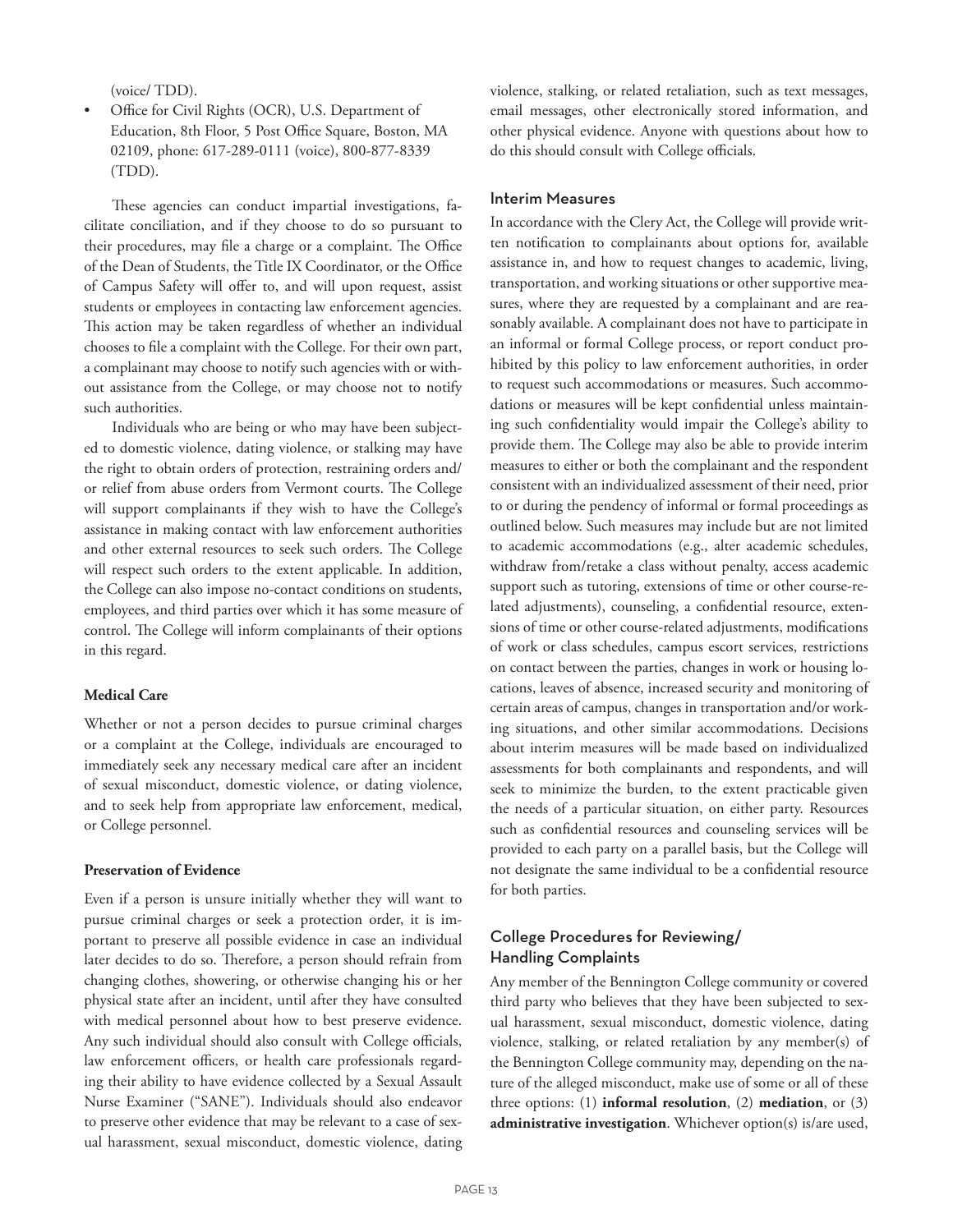(voice/ TDD).

- Office for Civil Rights (OCR), U.S. Department of Education, 8th Floor, 5 Post Office Square, Boston, MA 02109, phone: 617-289-0111 (voice), 800-877-8339 (TDD).

These agencies can conduct impartial investigations, facilitate conciliation, and if they choose to do so pursuant to their procedures, may file a charge or a complaint. The Office of the Dean of Students, the Title IX Coordinator, or the Office of Campus Safety will offer to, and will upon request, assist students or employees in contacting law enforcement agencies. This action may be taken regardless of whether an individual chooses to file a complaint with the College. For their own part, a complainant may choose to notify such agencies with or without assistance from the College, or may choose not to notify such authorities.

Individuals who are being or who may have been subjected to domestic violence, dating violence, or stalking may have the right to obtain orders of protection, restraining orders and/ or relief from abuse orders from Vermont courts. The College will support complainants if they wish to have the College's assistance in making contact with law enforcement authorities and other external resources to seek such orders. The College will respect such orders to the extent applicable. In addition, the College can also impose no-contact conditions on students, employees, and third parties over which it has some measure of control. The College will inform complainants of their options in this regard.

**Medical Care**

Whether or not a person decides to pursue criminal charges or a complaint at the College, individuals are encouraged to immediately seek any necessary medical care after an incident of sexual misconduct, domestic violence, or dating violence, and to seek help from appropriate law enforcement, medical, or College personnel.

**Preservation of Evidence**

Even if a person is unsure initially whether they will want to pursue criminal charges or seek a protection order, it is important to preserve all possible evidence in case an individual later decides to do so. Therefore, a person should refrain from changing clothes, showering, or otherwise changing his or her physical state after an incident, until after they have consulted with medical personnel about how to best preserve evidence. Any such individual should also consult with College officials, law enforcement officers, or health care professionals regarding their ability to have evidence collected by a Sexual Assault Nurse Examiner ("SANE"). Individuals should also endeavor to preserve other evidence that may be relevant to a case of sexual harassment, sexual misconduct, domestic violence, dating violence, stalking, or related retaliation, such as text messages, email messages, other electronically stored information, and other physical evidence. Anyone with questions about how to do this should consult with College officials.

### Interim Measures

In accordance with the Clery Act, the College will provide written notification to complainants about options for, available assistance in, and how to request changes to academic, living, transportation, and working situations or other supportive measures, where they are requested by a complainant and are reasonably available. A complainant does not have to participate in an informal or formal College process, or report conduct prohibited by this policy to law enforcement authorities, in order to request such accommodations or measures. Such accommodations or measures will be kept confidential unless maintaining such confidentiality would impair the College's ability to provide them. The College may also be able to provide interim measures to either or both the complainant and the respondent consistent with an individualized assessment of their need, prior to or during the pendency of informal or formal proceedings as outlined below. Such measures may include but are not limited to academic accommodations (e.g., alter academic schedules, withdraw from/retake a class without penalty, access academic support such as tutoring, extensions of time or other course-related adjustments), counseling, a confidential resource, extensions of time or other course-related adjustments, modifications of work or class schedules, campus escort services, restrictions on contact between the parties, changes in work or housing locations, leaves of absence, increased security and monitoring of certain areas of campus, changes in transportation and/or working situations, and other similar accommodations. Decisions about interim measures will be made based on individualized assessments for both complainants and respondents, and will seek to minimize the burden, to the extent practicable given the needs of a particular situation, on either party. Resources such as confidential resources and counseling services will be provided to each party on a parallel basis, but the College will not designate the same individual to be a confidential resource for both parties.

### College Procedures for Reviewing/ Handling Complaints

Any member of the Bennington College community or covered third party who believes that they have been subjected to sexual harassment, sexual misconduct, domestic violence, dating violence, stalking, or related retaliation by any member(s) of the Bennington College community may, depending on the nature of the alleged misconduct, make use of some or all of these three options: (1) **informal resolution**, (2) **mediation**, or (3) **administrative investigation**. Whichever option(s) is/are used,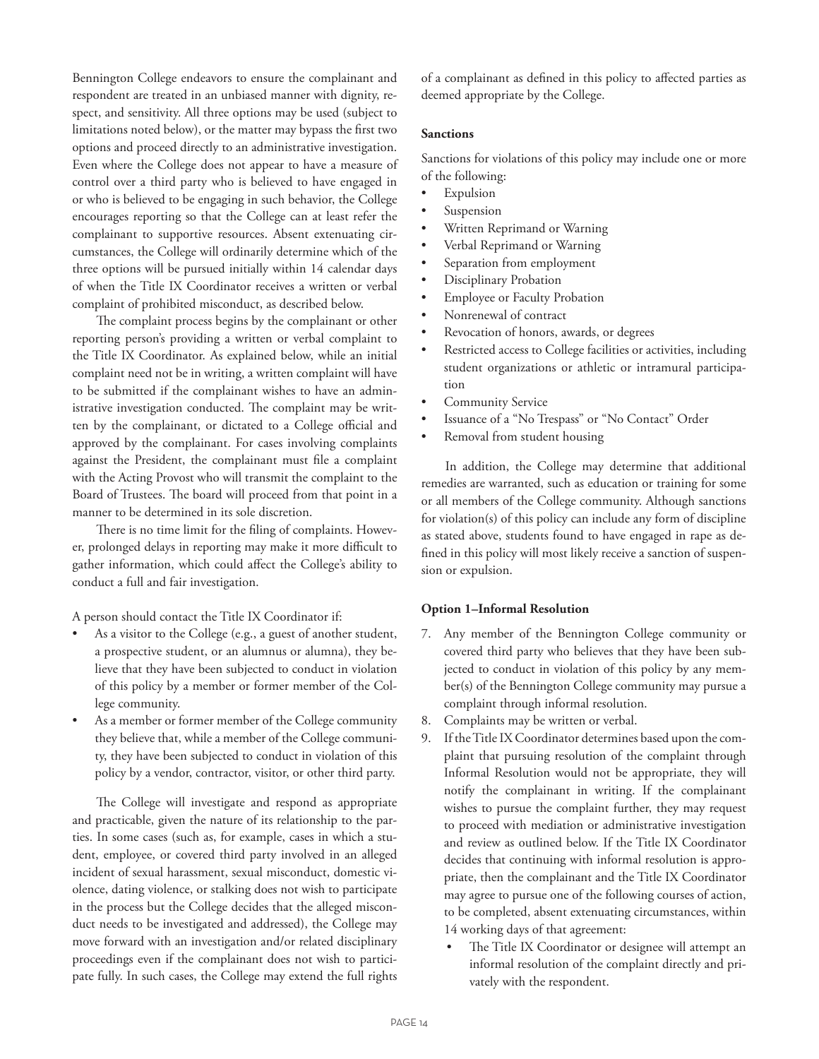Bennington College endeavors to ensure the complainant and respondent are treated in an unbiased manner with dignity, respect, and sensitivity. All three options may be used (subject to limitations noted below), or the matter may bypass the first two options and proceed directly to an administrative investigation. Even where the College does not appear to have a measure of control over a third party who is believed to have engaged in or who is believed to be engaging in such behavior, the College encourages reporting so that the College can at least refer the complainant to supportive resources. Absent extenuating circumstances, the College will ordinarily determine which of the three options will be pursued initially within 14 calendar days of when the Title IX Coordinator receives a written or verbal complaint of prohibited misconduct, as described below.

The complaint process begins by the complainant or other reporting person's providing a written or verbal complaint to the Title IX Coordinator. As explained below, while an initial complaint need not be in writing, a written complaint will have to be submitted if the complainant wishes to have an administrative investigation conducted. The complaint may be written by the complainant, or dictated to a College official and approved by the complainant. For cases involving complaints against the President, the complainant must file a complaint with the Acting Provost who will transmit the complaint to the Board of Trustees. The board will proceed from that point in a manner to be determined in its sole discretion.

There is no time limit for the filing of complaints. However, prolonged delays in reporting may make it more difficult to gather information, which could affect the College's ability to conduct a full and fair investigation.

A person should contact the Title IX Coordinator if:

- As a visitor to the College (e.g., a guest of another student, a prospective student, or an alumnus or alumna), they believe that they have been subjected to conduct in violation of this policy by a member or former member of the College community.
- As a member or former member of the College community they believe that, while a member of the College community, they have been subjected to conduct in violation of this policy by a vendor, contractor, visitor, or other third party.

The College will investigate and respond as appropriate and practicable, given the nature of its relationship to the parties. In some cases (such as, for example, cases in which a student, employee, or covered third party involved in an alleged incident of sexual harassment, sexual misconduct, domestic violence, dating violence, or stalking does not wish to participate in the process but the College decides that the alleged misconduct needs to be investigated and addressed), the College may move forward with an investigation and/or related disciplinary proceedings even if the complainant does not wish to participate fully. In such cases, the College may extend the full rights of a complainant as defined in this policy to affected parties as deemed appropriate by the College.

**Sanctions**

Sanctions for violations of this policy may include one or more of the following:

- Expulsion
- Suspension
- Written Reprimand or Warning
- Verbal Reprimand or Warning
- Separation from employment
- Disciplinary Probation
- Employee or Faculty Probation
- Nonrenewal of contract
- Revocation of honors, awards, or degrees
- Restricted access to College facilities or activities, including student organizations or athletic or intramural participation
- Community Service
- Issuance of a "No Trespass" or "No Contact" Order
- Removal from student housing

In addition, the College may determine that additional remedies are warranted, such as education or training for some or all members of the College community. Although sanctions for violation(s) of this policy can include any form of discipline as stated above, students found to have engaged in rape as defined in this policy will most likely receive a sanction of suspension or expulsion.

**Option 1–Informal Resolution**

7. Any member of the Bennington College community or covered third party who believes that they have been subjected to conduct in violation of this policy by any member(s) of the Bennington College community may pursue a complaint through informal resolution.
8. Complaints may be written or verbal.
9. If the Title IX Coordinator determines based upon the complaint that pursuing resolution of the complaint through Informal Resolution would not be appropriate, they will notify the complainant in writing. If the complainant wishes to pursue the complaint further, they may request to proceed with mediation or administrative investigation and review as outlined below. If the Title IX Coordinator decides that continuing with informal resolution is appropriate, then the complainant and the Title IX Coordinator may agree to pursue one of the following courses of action, to be completed, absent extenuating circumstances, within 14 working days of that agreement:
    - The Title IX Coordinator or designee will attempt an informal resolution of the complaint directly and privately with the respondent.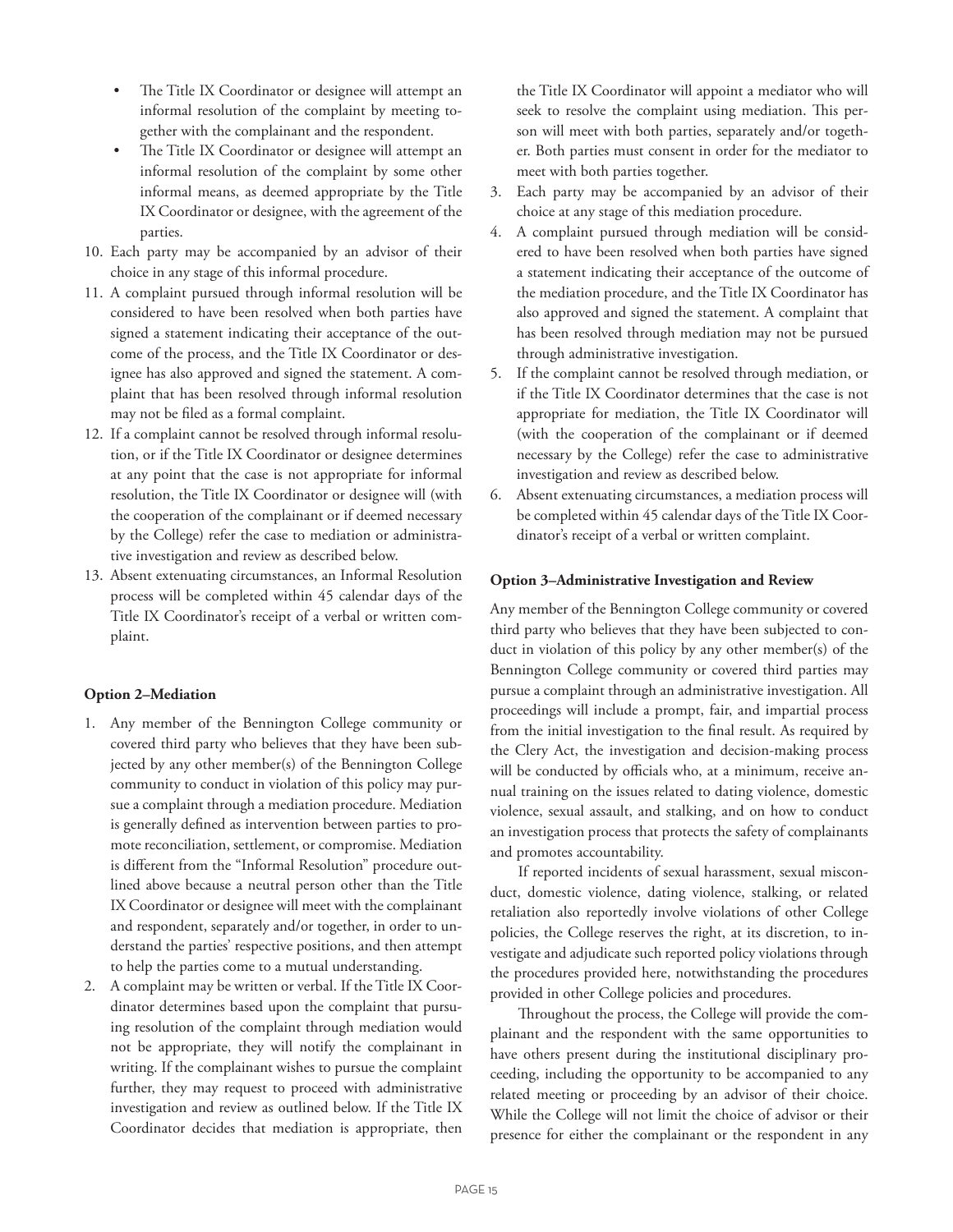- The Title IX Coordinator or designee will attempt an informal resolution of the complaint by meeting together with the complainant and the respondent.
- The Title IX Coordinator or designee will attempt an informal resolution of the complaint by some other informal means, as deemed appropriate by the Title IX Coordinator or designee, with the agreement of the parties.

10. Each party may be accompanied by an advisor of their choice in any stage of this informal procedure.
11. A complaint pursued through informal resolution will be considered to have been resolved when both parties have signed a statement indicating their acceptance of the outcome of the process, and the Title IX Coordinator or designee has also approved and signed the statement. A complaint that has been resolved through informal resolution may not be filed as a formal complaint.
12. If a complaint cannot be resolved through informal resolution, or if the Title IX Coordinator or designee determines at any point that the case is not appropriate for informal resolution, the Title IX Coordinator or designee will (with the cooperation of the complainant or if deemed necessary by the College) refer the case to mediation or administrative investigation and review as described below.
13. Absent extenuating circumstances, an Informal Resolution process will be completed within 45 calendar days of the Title IX Coordinator's receipt of a verbal or written complaint.

**Option 2–Mediation**

1. Any member of the Bennington College community or covered third party who believes that they have been subjected by any other member(s) of the Bennington College community to conduct in violation of this policy may pursue a complaint through a mediation procedure. Mediation is generally defined as intervention between parties to promote reconciliation, settlement, or compromise. Mediation is different from the "Informal Resolution" procedure outlined above because a neutral person other than the Title IX Coordinator or designee will meet with the complainant and respondent, separately and/or together, in order to understand the parties' respective positions, and then attempt to help the parties come to a mutual understanding.
2. A complaint may be written or verbal. If the Title IX Coordinator determines based upon the complaint that pursuing resolution of the complaint through mediation would not be appropriate, they will notify the complainant in writing. If the complainant wishes to pursue the complaint further, they may request to proceed with administrative investigation and review as outlined below. If the Title IX Coordinator decides that mediation is appropriate, then the Title IX Coordinator will appoint a mediator who will seek to resolve the complaint using mediation. This person will meet with both parties, separately and/or together. Both parties must consent in order for the mediator to meet with both parties together.
3. Each party may be accompanied by an advisor of their choice at any stage of this mediation procedure.
4. A complaint pursued through mediation will be considered to have been resolved when both parties have signed a statement indicating their acceptance of the outcome of the mediation procedure, and the Title IX Coordinator has also approved and signed the statement. A complaint that has been resolved through mediation may not be pursued through administrative investigation.
5. If the complaint cannot be resolved through mediation, or if the Title IX Coordinator determines that the case is not appropriate for mediation, the Title IX Coordinator will (with the cooperation of the complainant or if deemed necessary by the College) refer the case to administrative investigation and review as described below.
6. Absent extenuating circumstances, a mediation process will be completed within 45 calendar days of the Title IX Coordinator's receipt of a verbal or written complaint.

**Option 3–Administrative Investigation and Review**

Any member of the Bennington College community or covered third party who believes that they have been subjected to conduct in violation of this policy by any other member(s) of the Bennington College community or covered third parties may pursue a complaint through an administrative investigation. All proceedings will include a prompt, fair, and impartial process from the initial investigation to the final result. As required by the Clery Act, the investigation and decision-making process will be conducted by officials who, at a minimum, receive annual training on the issues related to dating violence, domestic violence, sexual assault, and stalking, and on how to conduct an investigation process that protects the safety of complainants and promotes accountability.

If reported incidents of sexual harassment, sexual misconduct, domestic violence, dating violence, stalking, or related retaliation also reportedly involve violations of other College policies, the College reserves the right, at its discretion, to investigate and adjudicate such reported policy violations through the procedures provided here, notwithstanding the procedures provided in other College policies and procedures.

Throughout the process, the College will provide the complainant and the respondent with the same opportunities to have others present during the institutional disciplinary proceeding, including the opportunity to be accompanied to any related meeting or proceeding by an advisor of their choice. While the College will not limit the choice of advisor or their presence for either the complainant or the respondent in any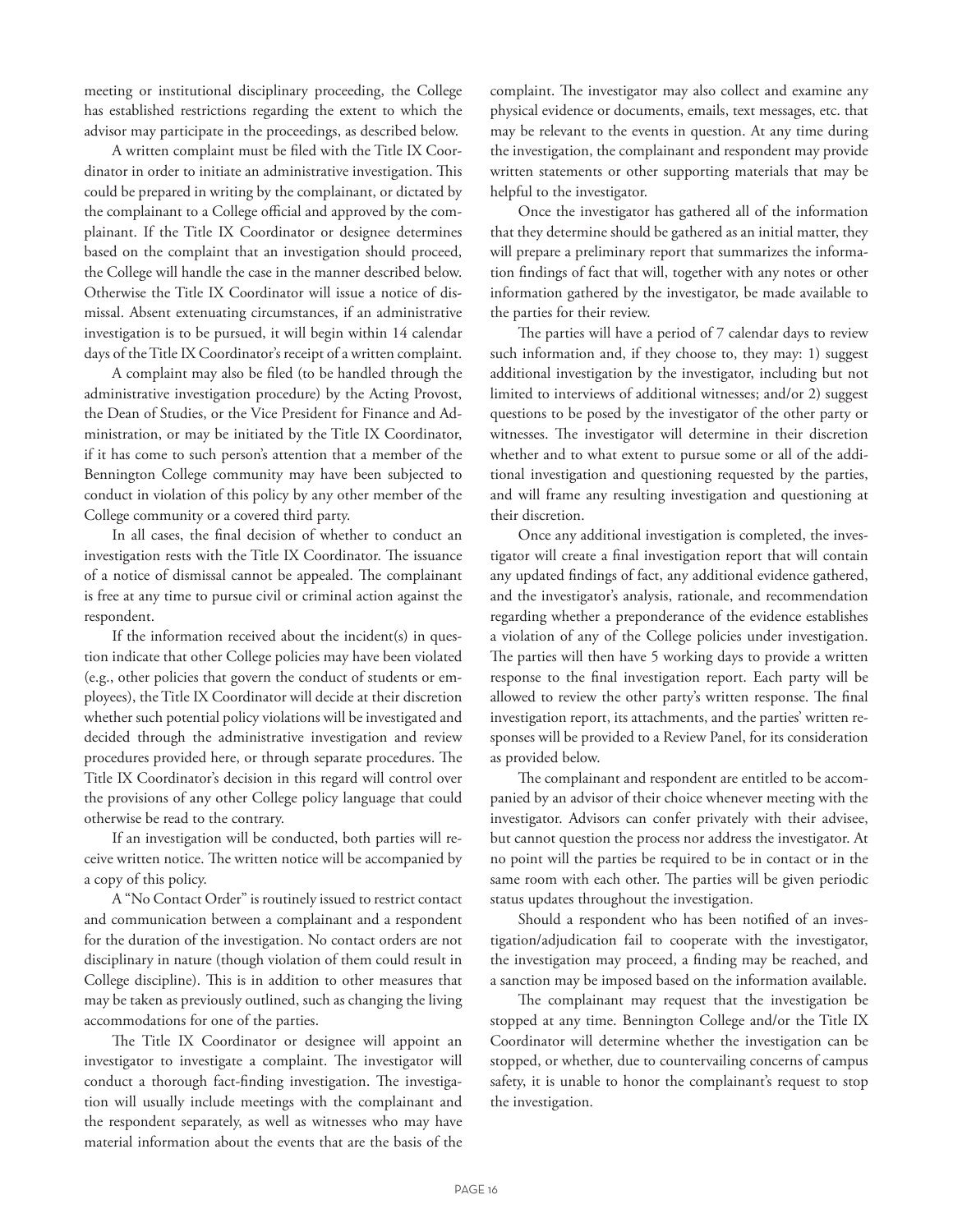meeting or institutional disciplinary proceeding, the College has established restrictions regarding the extent to which the advisor may participate in the proceedings, as described below.

A written complaint must be filed with the Title IX Coordinator in order to initiate an administrative investigation. This could be prepared in writing by the complainant, or dictated by the complainant to a College official and approved by the complainant. If the Title IX Coordinator or designee determines based on the complaint that an investigation should proceed, the College will handle the case in the manner described below. Otherwise the Title IX Coordinator will issue a notice of dismissal. Absent extenuating circumstances, if an administrative investigation is to be pursued, it will begin within 14 calendar days of the Title IX Coordinator's receipt of a written complaint.

A complaint may also be filed (to be handled through the administrative investigation procedure) by the Acting Provost, the Dean of Studies, or the Vice President for Finance and Administration, or may be initiated by the Title IX Coordinator, if it has come to such person's attention that a member of the Bennington College community may have been subjected to conduct in violation of this policy by any other member of the College community or a covered third party.

In all cases, the final decision of whether to conduct an investigation rests with the Title IX Coordinator. The issuance of a notice of dismissal cannot be appealed. The complainant is free at any time to pursue civil or criminal action against the respondent.

If the information received about the incident(s) in question indicate that other College policies may have been violated (e.g., other policies that govern the conduct of students or employees), the Title IX Coordinator will decide at their discretion whether such potential policy violations will be investigated and decided through the administrative investigation and review procedures provided here, or through separate procedures. The Title IX Coordinator's decision in this regard will control over the provisions of any other College policy language that could otherwise be read to the contrary.

If an investigation will be conducted, both parties will receive written notice. The written notice will be accompanied by a copy of this policy.

A "No Contact Order" is routinely issued to restrict contact and communication between a complainant and a respondent for the duration of the investigation. No contact orders are not disciplinary in nature (though violation of them could result in College discipline). This is in addition to other measures that may be taken as previously outlined, such as changing the living accommodations for one of the parties.

The Title IX Coordinator or designee will appoint an investigator to investigate a complaint. The investigator will conduct a thorough fact-finding investigation. The investigation will usually include meetings with the complainant and the respondent separately, as well as witnesses who may have material information about the events that are the basis of the complaint. The investigator may also collect and examine any physical evidence or documents, emails, text messages, etc. that may be relevant to the events in question. At any time during the investigation, the complainant and respondent may provide written statements or other supporting materials that may be helpful to the investigator.

Once the investigator has gathered all of the information that they determine should be gathered as an initial matter, they will prepare a preliminary report that summarizes the information findings of fact that will, together with any notes or other information gathered by the investigator, be made available to the parties for their review.

The parties will have a period of 7 calendar days to review such information and, if they choose to, they may: 1) suggest additional investigation by the investigator, including but not limited to interviews of additional witnesses; and/or 2) suggest questions to be posed by the investigator of the other party or witnesses. The investigator will determine in their discretion whether and to what extent to pursue some or all of the additional investigation and questioning requested by the parties, and will frame any resulting investigation and questioning at their discretion.

Once any additional investigation is completed, the investigator will create a final investigation report that will contain any updated findings of fact, any additional evidence gathered, and the investigator's analysis, rationale, and recommendation regarding whether a preponderance of the evidence establishes a violation of any of the College policies under investigation. The parties will then have 5 working days to provide a written response to the final investigation report. Each party will be allowed to review the other party's written response. The final investigation report, its attachments, and the parties' written responses will be provided to a Review Panel, for its consideration as provided below.

The complainant and respondent are entitled to be accompanied by an advisor of their choice whenever meeting with the investigator. Advisors can confer privately with their advisee, but cannot question the process nor address the investigator. At no point will the parties be required to be in contact or in the same room with each other. The parties will be given periodic status updates throughout the investigation.

Should a respondent who has been notified of an investigation/adjudication fail to cooperate with the investigator, the investigation may proceed, a finding may be reached, and a sanction may be imposed based on the information available.

The complainant may request that the investigation be stopped at any time. Bennington College and/or the Title IX Coordinator will determine whether the investigation can be stopped, or whether, due to countervailing concerns of campus safety, it is unable to honor the complainant's request to stop the investigation.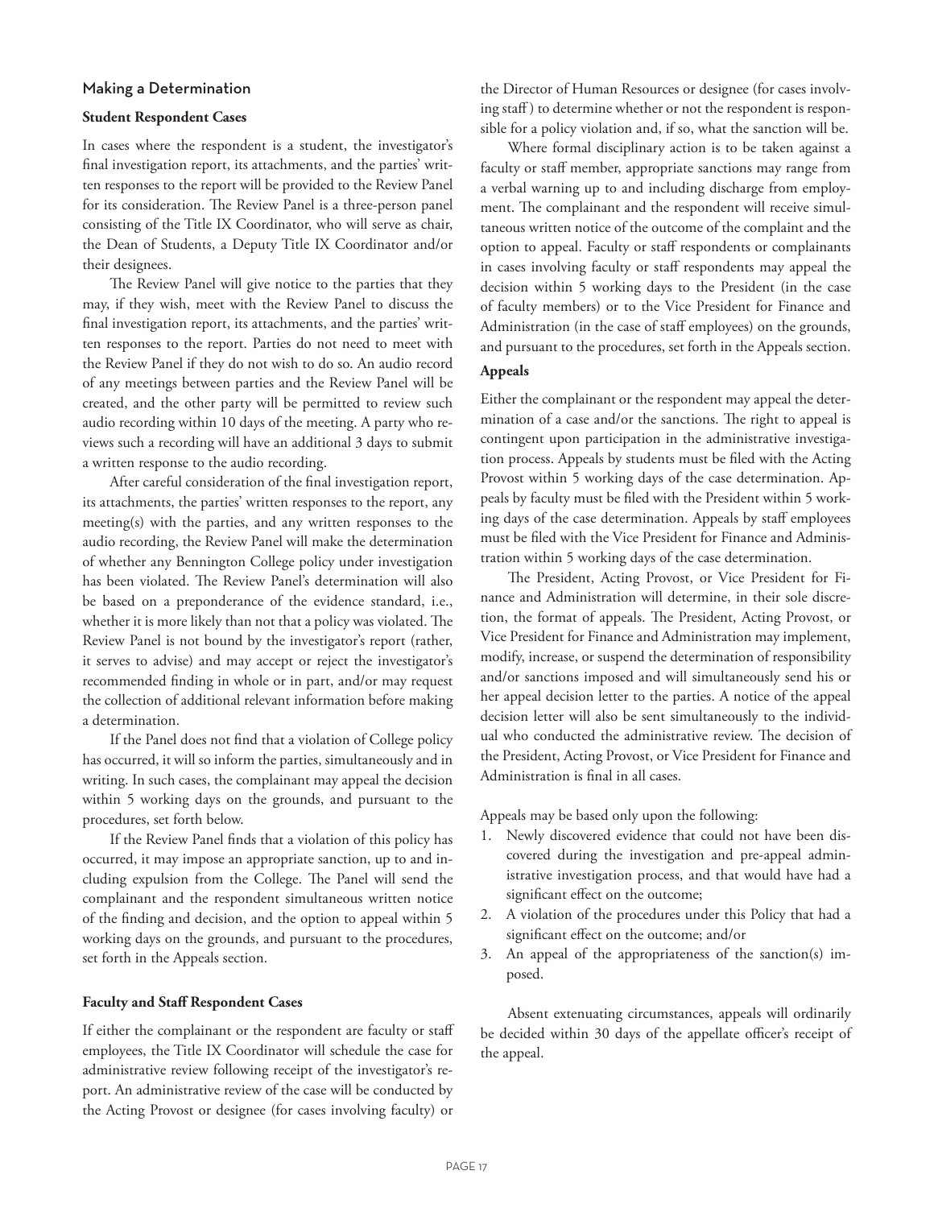## Making a Determination

### Student Respondent Cases

In cases where the respondent is a student, the investigator's final investigation report, its attachments, and the parties' written responses to the report will be provided to the Review Panel for its consideration. The Review Panel is a three-person panel consisting of the Title IX Coordinator, who will serve as chair, the Dean of Students, a Deputy Title IX Coordinator and/or their designees.

The Review Panel will give notice to the parties that they may, if they wish, meet with the Review Panel to discuss the final investigation report, its attachments, and the parties' written responses to the report. Parties do not need to meet with the Review Panel if they do not wish to do so. An audio record of any meetings between parties and the Review Panel will be created, and the other party will be permitted to review such audio recording within 10 days of the meeting. A party who reviews such a recording will have an additional 3 days to submit a written response to the audio recording.

After careful consideration of the final investigation report, its attachments, the parties' written responses to the report, any meeting(s) with the parties, and any written responses to the audio recording, the Review Panel will make the determination of whether any Bennington College policy under investigation has been violated. The Review Panel's determination will also be based on a preponderance of the evidence standard, i.e., whether it is more likely than not that a policy was violated. The Review Panel is not bound by the investigator's report (rather, it serves to advise) and may accept or reject the investigator's recommended finding in whole or in part, and/or may request the collection of additional relevant information before making a determination.

If the Panel does not find that a violation of College policy has occurred, it will so inform the parties, simultaneously and in writing. In such cases, the complainant may appeal the decision within 5 working days on the grounds, and pursuant to the procedures, set forth below.

If the Review Panel finds that a violation of this policy has occurred, it may impose an appropriate sanction, up to and including expulsion from the College. The Panel will send the complainant and the respondent simultaneous written notice of the finding and decision, and the option to appeal within 5 working days on the grounds, and pursuant to the procedures, set forth in the Appeals section.

### Faculty and Staff Respondent Cases

If either the complainant or the respondent are faculty or staff employees, the Title IX Coordinator will schedule the case for administrative review following receipt of the investigator's report. An administrative review of the case will be conducted by the Acting Provost or designee (for cases involving faculty) or the Director of Human Resources or designee (for cases involving staff) to determine whether or not the respondent is responsible for a policy violation and, if so, what the sanction will be.

Where formal disciplinary action is to be taken against a faculty or staff member, appropriate sanctions may range from a verbal warning up to and including discharge from employment. The complainant and the respondent will receive simultaneous written notice of the outcome of the complaint and the option to appeal. Faculty or staff respondents or complainants in cases involving faculty or staff respondents may appeal the decision within 5 working days to the President (in the case of faculty members) or to the Vice President for Finance and Administration (in the case of staff employees) on the grounds, and pursuant to the procedures, set forth in the Appeals section.

### Appeals

Either the complainant or the respondent may appeal the determination of a case and/or the sanctions. The right to appeal is contingent upon participation in the administrative investigation process. Appeals by students must be filed with the Acting Provost within 5 working days of the case determination. Appeals by faculty must be filed with the President within 5 working days of the case determination. Appeals by staff employees must be filed with the Vice President for Finance and Administration within 5 working days of the case determination.

The President, Acting Provost, or Vice President for Finance and Administration will determine, in their sole discretion, the format of appeals. The President, Acting Provost, or Vice President for Finance and Administration may implement, modify, increase, or suspend the determination of responsibility and/or sanctions imposed and will simultaneously send his or her appeal decision letter to the parties. A notice of the appeal decision letter will also be sent simultaneously to the individual who conducted the administrative review. The decision of the President, Acting Provost, or Vice President for Finance and Administration is final in all cases.

Appeals may be based only upon the following:

1. Newly discovered evidence that could not have been discovered during the investigation and pre-appeal administrative investigation process, and that would have had a significant effect on the outcome;
2. A violation of the procedures under this Policy that had a significant effect on the outcome; and/or
3. An appeal of the appropriateness of the sanction(s) imposed.

Absent extenuating circumstances, appeals will ordinarily be decided within 30 days of the appellate officer's receipt of the appeal.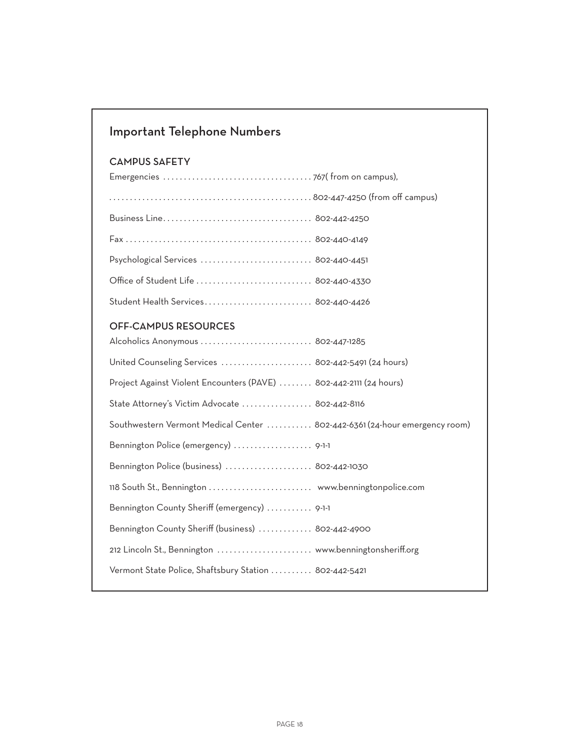## Important Telephone Numbers

### CAMPUS SAFETY

Emergencies .................................... 767( from on campus),

................................................ 802-447-4250 (from off campus)

Business Line.................................... 802-442-4250

Fax ............................................ 802-440-4149

Psychological Services ........................... 802-440-4451

Office of Student Life ............................ 802-440-4330

Student Health Services.......................... 802-440-4426

### OFF-CAMPUS RESOURCES

Alcoholics Anonymous ........................... 802-447-1285

United Counseling Services ...................... 802-442-5491 (24 hours)

Project Against Violent Encounters (PAVE) ........ 802-442-2111 (24 hours)

State Attorney's Victim Advocate ................. 802-442-8116

Southwestern Vermont Medical Center ........... 802-442-6361 (24-hour emergency room)

Bennington Police (emergency) ................... 9-1-1

Bennington Police (business) ..................... 802-442-1030

118 South St., Bennington ......................... www.benningtonpolice.com

Bennington County Sheriff (emergency) ........... 9-1-1

Bennington County Sheriff (business) ............. 802-442-4900

212 Lincoln St., Bennington ....................... www.benningtonsheriff.org

Vermont State Police, Shaftsbury Station .......... 802-442-5421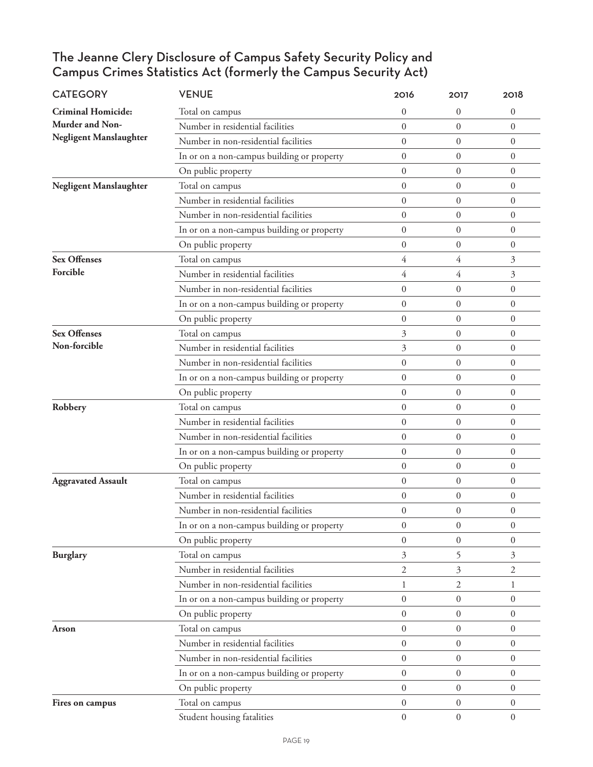## The Jeanne Clery Disclosure of Campus Safety Security Policy and Campus Crimes Statistics Act (formerly the Campus Security Act)

| CATEGORY | VENUE | 2016 | 2017 | 2018 |
|---|---|---|---|---|
| **Criminal Homicide: Murder and Non-Negligent Manslaughter** | Total on campus | 0 | 0 | 0 |
| | Number in residential facilities | 0 | 0 | 0 |
| | Number in non-residential facilities | 0 | 0 | 0 |
| | In or on a non-campus building or property | 0 | 0 | 0 |
| | On public property | 0 | 0 | 0 |
| **Negligent Manslaughter** | Total on campus | 0 | 0 | 0 |
| | Number in residential facilities | 0 | 0 | 0 |
| | Number in non-residential facilities | 0 | 0 | 0 |
| | In or on a non-campus building or property | 0 | 0 | 0 |
| | On public property | 0 | 0 | 0 |
| **Sex Offenses Forcible** | Total on campus | 4 | 4 | 3 |
| | Number in residential facilities | 4 | 4 | 3 |
| | Number in non-residential facilities | 0 | 0 | 0 |
| | In or on a non-campus building or property | 0 | 0 | 0 |
| | On public property | 0 | 0 | 0 |
| **Sex Offenses Non-forcible** | Total on campus | 3 | 0 | 0 |
| | Number in residential facilities | 3 | 0 | 0 |
| | Number in non-residential facilities | 0 | 0 | 0 |
| | In or on a non-campus building or property | 0 | 0 | 0 |
| | On public property | 0 | 0 | 0 |
| **Robbery** | Total on campus | 0 | 0 | 0 |
| | Number in residential facilities | 0 | 0 | 0 |
| | Number in non-residential facilities | 0 | 0 | 0 |
| | In or on a non-campus building or property | 0 | 0 | 0 |
| | On public property | 0 | 0 | 0 |
| **Aggravated Assault** | Total on campus | 0 | 0 | 0 |
| | Number in residential facilities | 0 | 0 | 0 |
| | Number in non-residential facilities | 0 | 0 | 0 |
| | In or on a non-campus building or property | 0 | 0 | 0 |
| | On public property | 0 | 0 | 0 |
| **Burglary** | Total on campus | 3 | 5 | 3 |
| | Number in residential facilities | 2 | 3 | 2 |
| | Number in non-residential facilities | 1 | 2 | 1 |
| | In or on a non-campus building or property | 0 | 0 | 0 |
| | On public property | 0 | 0 | 0 |
| **Arson** | Total on campus | 0 | 0 | 0 |
| | Number in residential facilities | 0 | 0 | 0 |
| | Number in non-residential facilities | 0 | 0 | 0 |
| | In or on a non-campus building or property | 0 | 0 | 0 |
| | On public property | 0 | 0 | 0 |
| **Fires on campus** | Total on campus | 0 | 0 | 0 |
| | Student housing fatalities | 0 | 0 | 0 |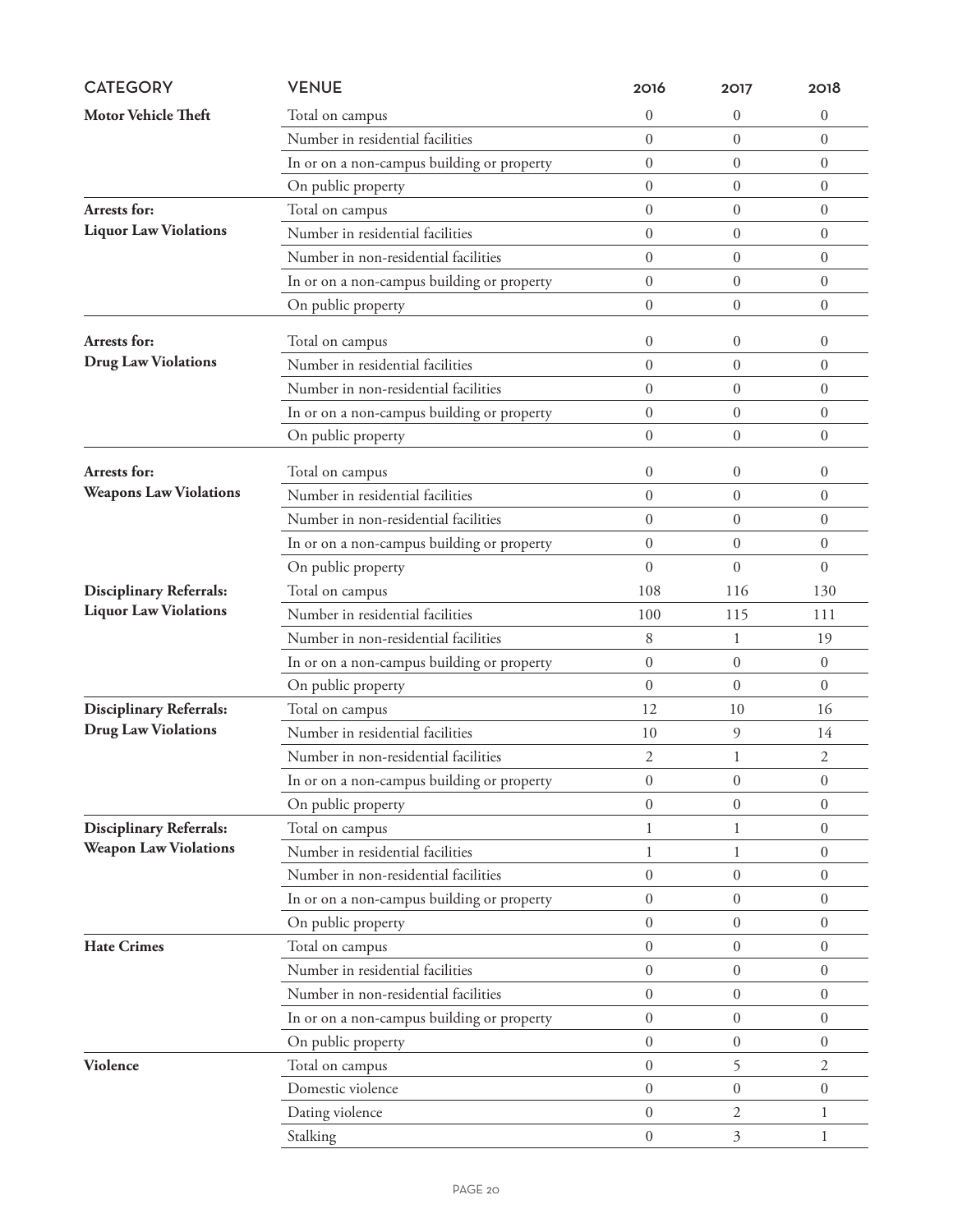| CATEGORY | VENUE | 2016 | 2017 | 2018 |
|---|---|---|---|---|
| **Motor Vehicle Theft** | Total on campus | 0 | 0 | 0 |
| | Number in residential facilities | 0 | 0 | 0 |
| | In or on a non-campus building or property | 0 | 0 | 0 |
| | On public property | 0 | 0 | 0 |
| **Arrests for: Liquor Law Violations** | Total on campus | 0 | 0 | 0 |
| | Number in residential facilities | 0 | 0 | 0 |
| | Number in non-residential facilities | 0 | 0 | 0 |
| | In or on a non-campus building or property | 0 | 0 | 0 |
| | On public property | 0 | 0 | 0 |
| **Arrests for: Drug Law Violations** | Total on campus | 0 | 0 | 0 |
| | Number in residential facilities | 0 | 0 | 0 |
| | Number in non-residential facilities | 0 | 0 | 0 |
| | In or on a non-campus building or property | 0 | 0 | 0 |
| | On public property | 0 | 0 | 0 |
| **Arrests for: Weapons Law Violations** | Total on campus | 0 | 0 | 0 |
| | Number in residential facilities | 0 | 0 | 0 |
| | Number in non-residential facilities | 0 | 0 | 0 |
| | In or on a non-campus building or property | 0 | 0 | 0 |
| | On public property | 0 | 0 | 0 |
| **Disciplinary Referrals: Liquor Law Violations** | Total on campus | 108 | 116 | 130 |
| | Number in residential facilities | 100 | 115 | 111 |
| | Number in non-residential facilities | 8 | 1 | 19 |
| | In or on a non-campus building or property | 0 | 0 | 0 |
| | On public property | 0 | 0 | 0 |
| **Disciplinary Referrals: Drug Law Violations** | Total on campus | 12 | 10 | 16 |
| | Number in residential facilities | 10 | 9 | 14 |
| | Number in non-residential facilities | 2 | 1 | 2 |
| | In or on a non-campus building or property | 0 | 0 | 0 |
| | On public property | 0 | 0 | 0 |
| **Disciplinary Referrals: Weapon Law Violations** | Total on campus | 1 | 1 | 0 |
| | Number in residential facilities | 1 | 1 | 0 |
| | Number in non-residential facilities | 0 | 0 | 0 |
| | In or on a non-campus building or property | 0 | 0 | 0 |
| | On public property | 0 | 0 | 0 |
| **Hate Crimes** | Total on campus | 0 | 0 | 0 |
| | Number in residential facilities | 0 | 0 | 0 |
| | Number in non-residential facilities | 0 | 0 | 0 |
| | In or on a non-campus building or property | 0 | 0 | 0 |
| | On public property | 0 | 0 | 0 |
| **Violence** | Total on campus | 0 | 5 | 2 |
| | Domestic violence | 0 | 0 | 0 |
| | Dating violence | 0 | 2 | 1 |
| | Stalking | 0 | 3 | 1 |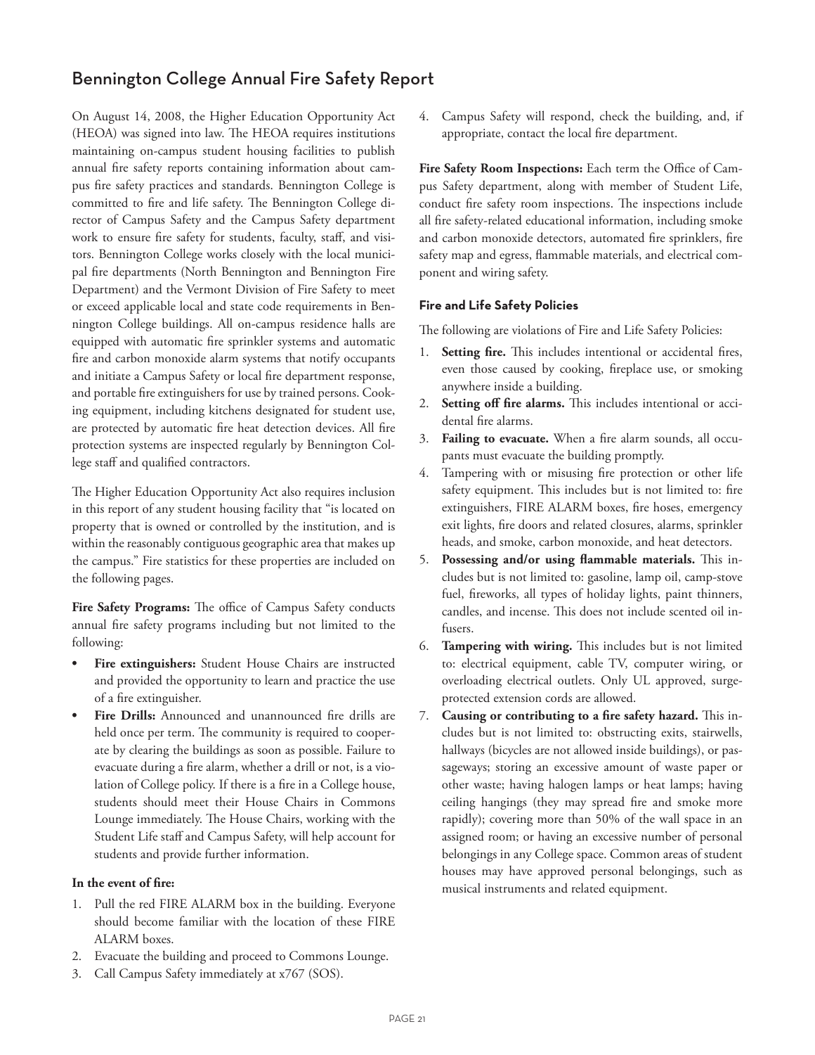## Bennington College Annual Fire Safety Report

On August 14, 2008, the Higher Education Opportunity Act (HEOA) was signed into law. The HEOA requires institutions maintaining on-campus student housing facilities to publish annual fire safety reports containing information about campus fire safety practices and standards. Bennington College is committed to fire and life safety. The Bennington College director of Campus Safety and the Campus Safety department work to ensure fire safety for students, faculty, staff, and visitors. Bennington College works closely with the local municipal fire departments (North Bennington and Bennington Fire Department) and the Vermont Division of Fire Safety to meet or exceed applicable local and state code requirements in Bennington College buildings. All on-campus residence halls are equipped with automatic fire sprinkler systems and automatic fire and carbon monoxide alarm systems that notify occupants and initiate a Campus Safety or local fire department response, and portable fire extinguishers for use by trained persons. Cooking equipment, including kitchens designated for student use, are protected by automatic fire heat detection devices. All fire protection systems are inspected regularly by Bennington College staff and qualified contractors.

The Higher Education Opportunity Act also requires inclusion in this report of any student housing facility that "is located on property that is owned or controlled by the institution, and is within the reasonably contiguous geographic area that makes up the campus." Fire statistics for these properties are included on the following pages.

**Fire Safety Programs:** The office of Campus Safety conducts annual fire safety programs including but not limited to the following:

- **Fire extinguishers:** Student House Chairs are instructed and provided the opportunity to learn and practice the use of a fire extinguisher.
- **Fire Drills:** Announced and unannounced fire drills are held once per term. The community is required to cooperate by clearing the buildings as soon as possible. Failure to evacuate during a fire alarm, whether a drill or not, is a violation of College policy. If there is a fire in a College house, students should meet their House Chairs in Commons Lounge immediately. The House Chairs, working with the Student Life staff and Campus Safety, will help account for students and provide further information.

**In the event of fire:**

1. Pull the red FIRE ALARM box in the building. Everyone should become familiar with the location of these FIRE ALARM boxes.
2. Evacuate the building and proceed to Commons Lounge.
3. Call Campus Safety immediately at x767 (SOS).
4. Campus Safety will respond, check the building, and, if appropriate, contact the local fire department.

**Fire Safety Room Inspections:** Each term the Office of Campus Safety department, along with member of Student Life, conduct fire safety room inspections. The inspections include all fire safety-related educational information, including smoke and carbon monoxide detectors, automated fire sprinklers, fire safety map and egress, flammable materials, and electrical component and wiring safety.

### Fire and Life Safety Policies

The following are violations of Fire and Life Safety Policies:

1. **Setting fire.** This includes intentional or accidental fires, even those caused by cooking, fireplace use, or smoking anywhere inside a building.
2. **Setting off fire alarms.** This includes intentional or accidental fire alarms.
3. **Failing to evacuate.** When a fire alarm sounds, all occupants must evacuate the building promptly.
4. Tampering with or misusing fire protection or other life safety equipment. This includes but is not limited to: fire extinguishers, FIRE ALARM boxes, fire hoses, emergency exit lights, fire doors and related closures, alarms, sprinkler heads, and smoke, carbon monoxide, and heat detectors.
5. **Possessing and/or using flammable materials.** This includes but is not limited to: gasoline, lamp oil, camp-stove fuel, fireworks, all types of holiday lights, paint thinners, candles, and incense. This does not include scented oil infusers.
6. **Tampering with wiring.** This includes but is not limited to: electrical equipment, cable TV, computer wiring, or overloading electrical outlets. Only UL approved, surge-protected extension cords are allowed.
7. **Causing or contributing to a fire safety hazard.** This includes but is not limited to: obstructing exits, stairwells, hallways (bicycles are not allowed inside buildings), or passageways; storing an excessive amount of waste paper or other waste; having halogen lamps or heat lamps; having ceiling hangings (they may spread fire and smoke more rapidly); covering more than 50% of the wall space in an assigned room; or having an excessive number of personal belongings in any College space. Common areas of student houses may have approved personal belongings, such as musical instruments and related equipment.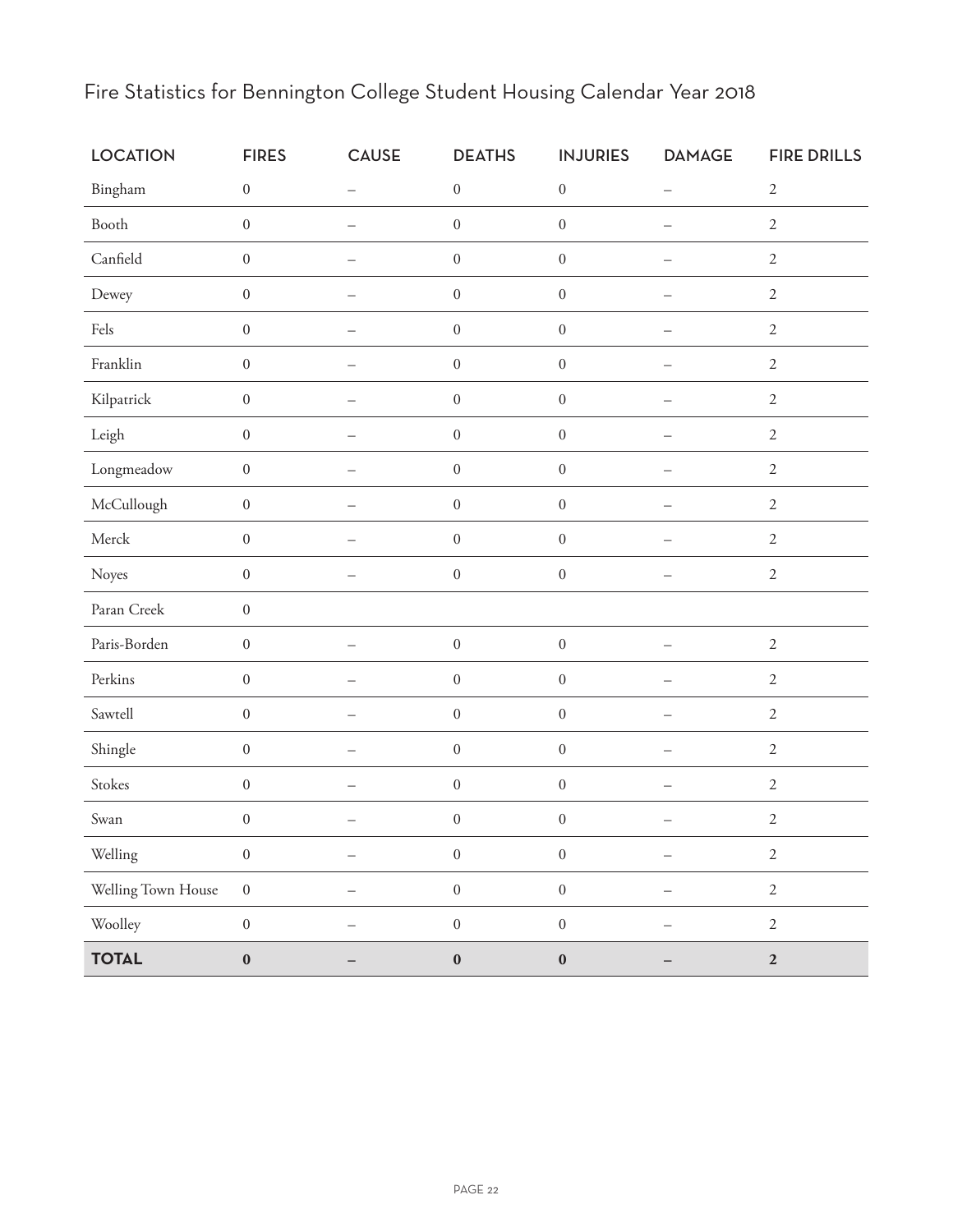## Fire Statistics for Bennington College Student Housing Calendar Year 2018

| LOCATION | FIRES | CAUSE | DEATHS | INJURIES | DAMAGE | FIRE DRILLS |
|---|---|---|---|---|---|---|
| Bingham | 0 | – | 0 | 0 | – | 2 |
| Booth | 0 | – | 0 | 0 | – | 2 |
| Canfield | 0 | – | 0 | 0 | – | 2 |
| Dewey | 0 | – | 0 | 0 | – | 2 |
| Fels | 0 | – | 0 | 0 | – | 2 |
| Franklin | 0 | – | 0 | 0 | – | 2 |
| Kilpatrick | 0 | – | 0 | 0 | – | 2 |
| Leigh | 0 | – | 0 | 0 | – | 2 |
| Longmeadow | 0 | – | 0 | 0 | – | 2 |
| McCullough | 0 | – | 0 | 0 | – | 2 |
| Merck | 0 | – | 0 | 0 | – | 2 |
| Noyes | 0 | – | 0 | 0 | – | 2 |
| Paran Creek | 0 | | | | | |
| Paris-Borden | 0 | – | 0 | 0 | – | 2 |
| Perkins | 0 | – | 0 | 0 | – | 2 |
| Sawtell | 0 | – | 0 | 0 | – | 2 |
| Shingle | 0 | – | 0 | 0 | – | 2 |
| Stokes | 0 | – | 0 | 0 | – | 2 |
| Swan | 0 | – | 0 | 0 | – | 2 |
| Welling | 0 | – | 0 | 0 | – | 2 |
| Welling Town House | 0 | – | 0 | 0 | – | 2 |
| Woolley | 0 | – | 0 | 0 | – | 2 |
| **TOTAL** | **0** | **–** | **0** | **0** | **–** | **2** |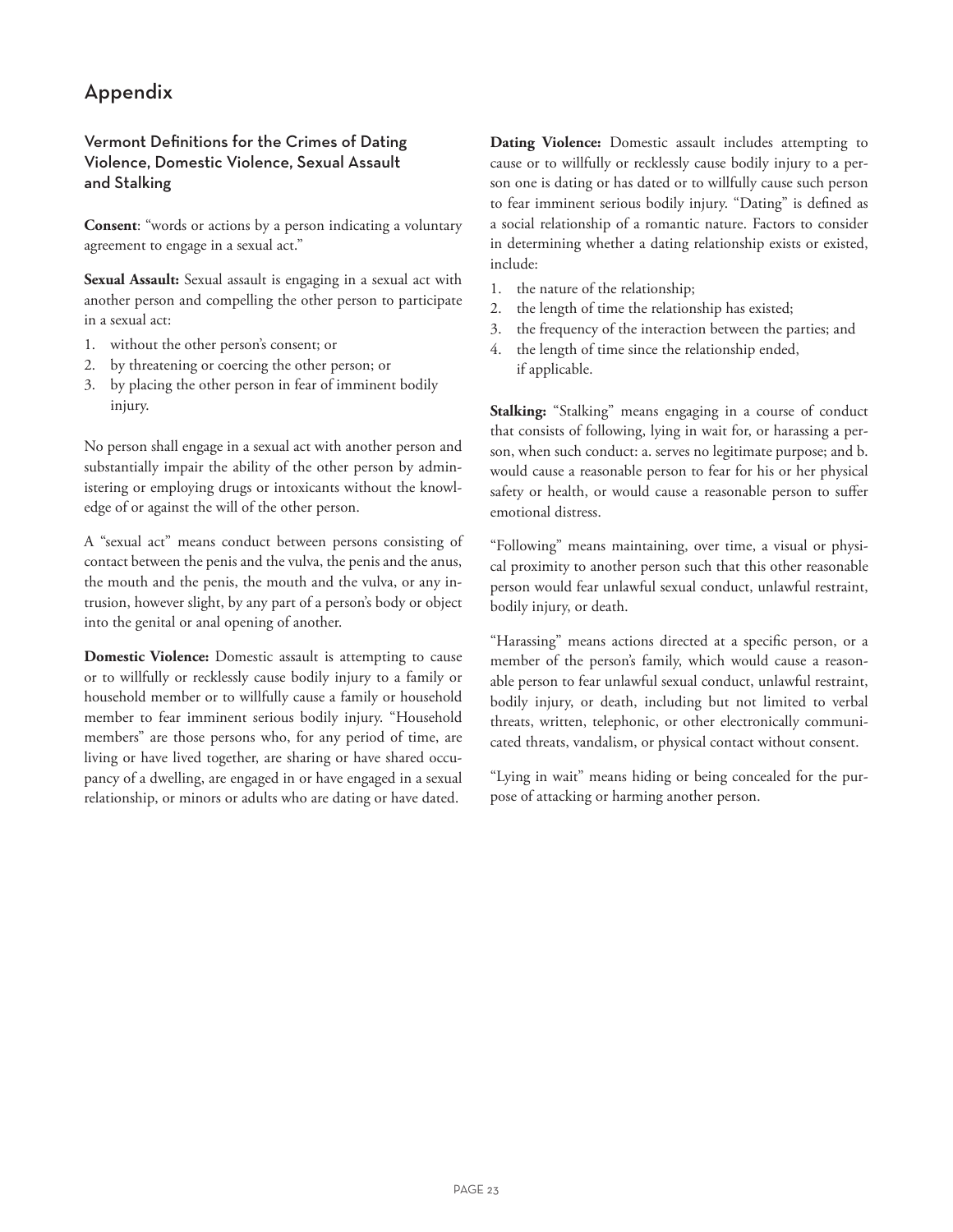# Appendix

## Vermont Definitions for the Crimes of Dating Violence, Domestic Violence, Sexual Assault and Stalking

**Consent**: "words or actions by a person indicating a voluntary agreement to engage in a sexual act."

**Sexual Assault:** Sexual assault is engaging in a sexual act with another person and compelling the other person to participate in a sexual act:

1. without the other person's consent; or
2. by threatening or coercing the other person; or
3. by placing the other person in fear of imminent bodily injury.

No person shall engage in a sexual act with another person and substantially impair the ability of the other person by administering or employing drugs or intoxicants without the knowledge of or against the will of the other person.

A "sexual act" means conduct between persons consisting of contact between the penis and the vulva, the penis and the anus, the mouth and the penis, the mouth and the vulva, or any intrusion, however slight, by any part of a person's body or object into the genital or anal opening of another.

**Domestic Violence:** Domestic assault is attempting to cause or to willfully or recklessly cause bodily injury to a family or household member or to willfully cause a family or household member to fear imminent serious bodily injury. "Household members" are those persons who, for any period of time, are living or have lived together, are sharing or have shared occupancy of a dwelling, are engaged in or have engaged in a sexual relationship, or minors or adults who are dating or have dated.

**Dating Violence:** Domestic assault includes attempting to cause or to willfully or recklessly cause bodily injury to a person one is dating or has dated or to willfully cause such person to fear imminent serious bodily injury. "Dating" is defined as a social relationship of a romantic nature. Factors to consider in determining whether a dating relationship exists or existed, include:

1. the nature of the relationship;
2. the length of time the relationship has existed;
3. the frequency of the interaction between the parties; and
4. the length of time since the relationship ended, if applicable.

**Stalking:** "Stalking" means engaging in a course of conduct that consists of following, lying in wait for, or harassing a person, when such conduct: a. serves no legitimate purpose; and b. would cause a reasonable person to fear for his or her physical safety or health, or would cause a reasonable person to suffer emotional distress.

"Following" means maintaining, over time, a visual or physical proximity to another person such that this other reasonable person would fear unlawful sexual conduct, unlawful restraint, bodily injury, or death.

"Harassing" means actions directed at a specific person, or a member of the person's family, which would cause a reasonable person to fear unlawful sexual conduct, unlawful restraint, bodily injury, or death, including but not limited to verbal threats, written, telephonic, or other electronically communicated threats, vandalism, or physical contact without consent.

"Lying in wait" means hiding or being concealed for the purpose of attacking or harming another person.